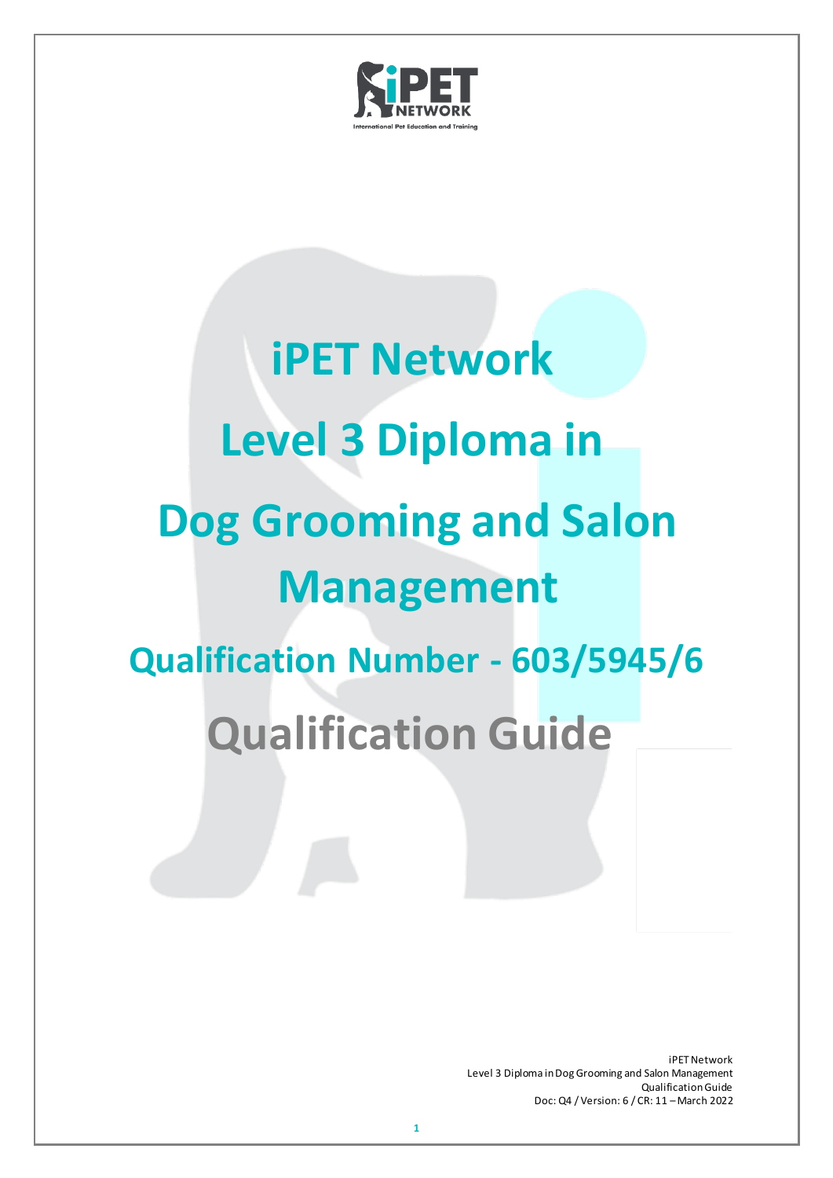# iPET Network

# Level 3 Diploma in Dog Grooming and Salon Management

## Qualification Number - 603/5945/6

# Qualification Guide

iPET Network
Level 3 Diploma in Dog Grooming and Salon Management
Qualification Guide
Doc: Q4 / Version: 6 / CR: 11 – March 2022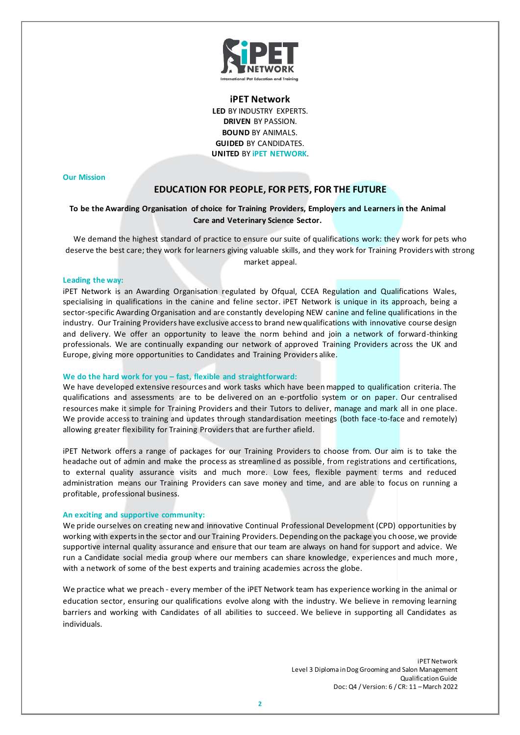## iPET Network

**LED** BY INDUSTRY EXPERTS.
**DRIVEN** BY PASSION.
**BOUND** BY ANIMALS.
**GUIDED** BY CANDIDATES.
**UNITED** BY iPET NETWORK.

### Our Mission

## EDUCATION FOR PEOPLE, FOR PETS, FOR THE FUTURE

**To be the Awarding Organisation of choice for Training Providers, Employers and Learners in the Animal Care and Veterinary Science Sector.**

We demand the highest standard of practice to ensure our suite of qualifications work: they work for pets who deserve the best care; they work for learners giving valuable skills, and they work for Training Providers with strong market appeal.

### Leading the way:

iPET Network is an Awarding Organisation regulated by Ofqual, CCEA Regulation and Qualifications Wales, specialising in qualifications in the canine and feline sector. iPET Network is unique in its approach, being a sector-specific Awarding Organisation and are constantly developing NEW canine and feline qualifications in the industry. Our Training Providers have exclusive access to brand new qualifications with innovative course design and delivery. We offer an opportunity to leave the norm behind and join a network of forward-thinking professionals. We are continually expanding our network of approved Training Providers across the UK and Europe, giving more opportunities to Candidates and Training Providers alike.

### We do the hard work for you – fast, flexible and straightforward:

We have developed extensive resources and work tasks which have been mapped to qualification criteria. The qualifications and assessments are to be delivered on an e-portfolio system or on paper. Our centralised resources make it simple for Training Providers and their Tutors to deliver, manage and mark all in one place. We provide access to training and updates through standardisation meetings (both face-to-face and remotely) allowing greater flexibility for Training Providers that are further afield.

iPET Network offers a range of packages for our Training Providers to choose from. Our aim is to take the headache out of admin and make the process as streamlined as possible, from registrations and certifications, to external quality assurance visits and much more. Low fees, flexible payment terms and reduced administration means our Training Providers can save money and time, and are able to focus on running a profitable, professional business.

### An exciting and supportive community:

We pride ourselves on creating new and innovative Continual Professional Development (CPD) opportunities by working with experts in the sector and our Training Providers. Depending on the package you choose, we provide supportive internal quality assurance and ensure that our team are always on hand for support and advice. We run a Candidate social media group where our members can share knowledge, experiences and much more, with a network of some of the best experts and training academies across the globe.

We practice what we preach - every member of the iPET Network team has experience working in the animal or education sector, ensuring our qualifications evolve along with the industry. We believe in removing learning barriers and working with Candidates of all abilities to succeed. We believe in supporting all Candidates as individuals.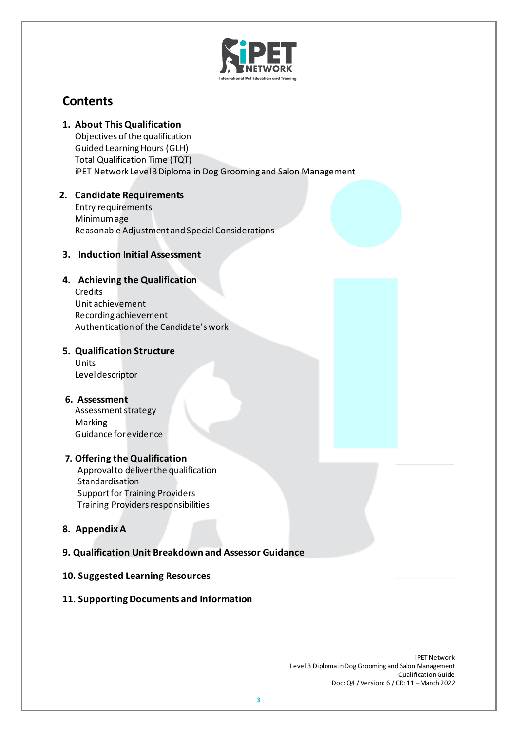# Contents

1. **About This Qualification**
   Objectives of the qualification
   Guided Learning Hours (GLH)
   Total Qualification Time (TQT)
   iPET Network Level 3 Diploma in Dog Grooming and Salon Management

2. **Candidate Requirements**
   Entry requirements
   Minimum age
   Reasonable Adjustment and Special Considerations

3. **Induction Initial Assessment**

4. **Achieving the Qualification**
   Credits
   Unit achievement
   Recording achievement
   Authentication of the Candidate's work

5. **Qualification Structure**
   Units
   Level descriptor

6. **Assessment**
   Assessment strategy
   Marking
   Guidance for evidence

7. **Offering the Qualification**
   Approval to deliver the qualification
   Standardisation
   Support for Training Providers
   Training Providers responsibilities

8. **Appendix A**

9. **Qualification Unit Breakdown and Assessor Guidance**

10. **Suggested Learning Resources**

11. **Supporting Documents and Information**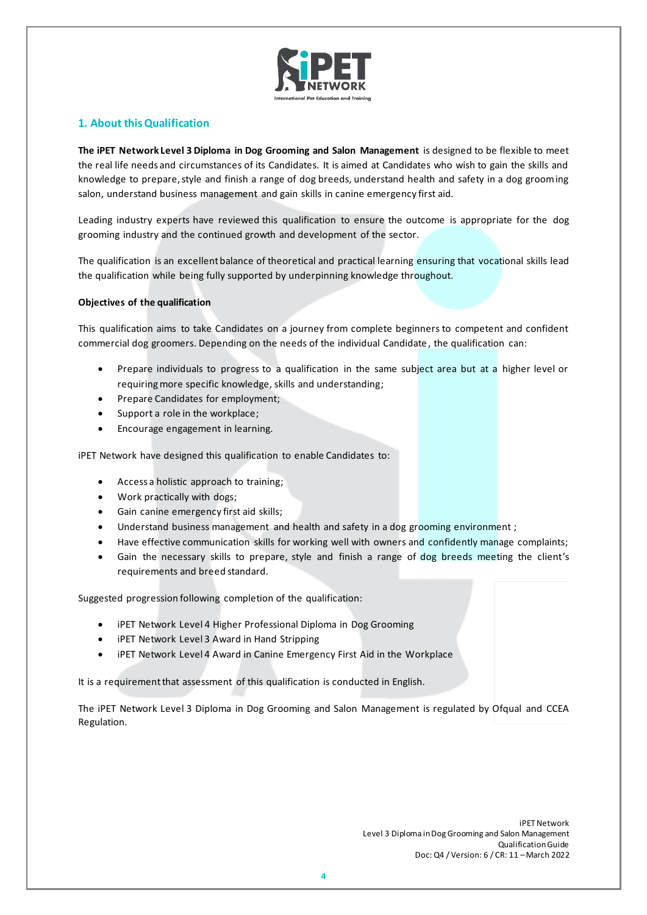## 1. About this Qualification

**The iPET Network Level 3 Diploma in Dog Grooming and Salon Management** is designed to be flexible to meet the real life needs and circumstances of its Candidates. It is aimed at Candidates who wish to gain the skills and knowledge to prepare, style and finish a range of dog breeds, understand health and safety in a dog grooming salon, understand business management and gain skills in canine emergency first aid.

Leading industry experts have reviewed this qualification to ensure the outcome is appropriate for the dog grooming industry and the continued growth and development of the sector.

The qualification is an excellent balance of theoretical and practical learning ensuring that vocational skills lead the qualification while being fully supported by underpinning knowledge throughout.

**Objectives of the qualification**

This qualification aims to take Candidates on a journey from complete beginners to competent and confident commercial dog groomers. Depending on the needs of the individual Candidate, the qualification can:

- Prepare individuals to progress to a qualification in the same subject area but at a higher level or requiring more specific knowledge, skills and understanding;
- Prepare Candidates for employment;
- Support a role in the workplace;
- Encourage engagement in learning.

iPET Network have designed this qualification to enable Candidates to:

- Access a holistic approach to training;
- Work practically with dogs;
- Gain canine emergency first aid skills;
- Understand business management and health and safety in a dog grooming environment ;
- Have effective communication skills for working well with owners and confidently manage complaints;
- Gain the necessary skills to prepare, style and finish a range of dog breeds meeting the client's requirements and breed standard.

Suggested progression following completion of the qualification:

- iPET Network Level 4 Higher Professional Diploma in Dog Grooming
- iPET Network Level 3 Award in Hand Stripping
- iPET Network Level 4 Award in Canine Emergency First Aid in the Workplace

It is a requirement that assessment of this qualification is conducted in English.

The iPET Network Level 3 Diploma in Dog Grooming and Salon Management is regulated by Ofqual and CCEA Regulation.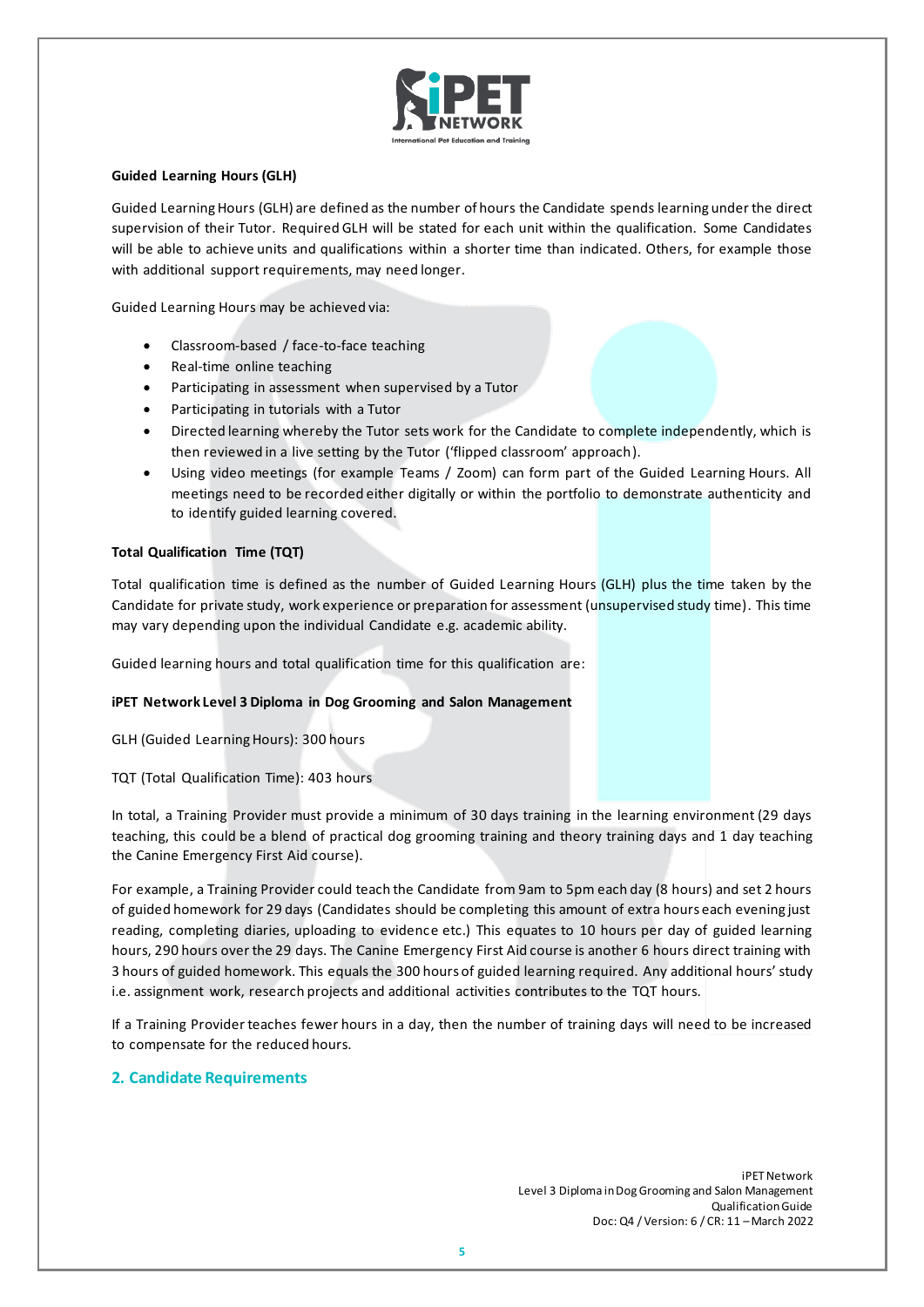**Guided Learning Hours (GLH)**

Guided Learning Hours (GLH) are defined as the number of hours the Candidate spends learning under the direct supervision of their Tutor. Required GLH will be stated for each unit within the qualification. Some Candidates will be able to achieve units and qualifications within a shorter time than indicated. Others, for example those with additional support requirements, may need longer.

Guided Learning Hours may be achieved via:

- Classroom-based / face-to-face teaching
- Real-time online teaching
- Participating in assessment when supervised by a Tutor
- Participating in tutorials with a Tutor
- Directed learning whereby the Tutor sets work for the Candidate to complete independently, which is then reviewed in a live setting by the Tutor ('flipped classroom' approach).
- Using video meetings (for example Teams / Zoom) can form part of the Guided Learning Hours. All meetings need to be recorded either digitally or within the portfolio to demonstrate authenticity and to identify guided learning covered.

**Total Qualification Time (TQT)**

Total qualification time is defined as the number of Guided Learning Hours (GLH) plus the time taken by the Candidate for private study, work experience or preparation for assessment (unsupervised study time). This time may vary depending upon the individual Candidate e.g. academic ability.

Guided learning hours and total qualification time for this qualification are:

**iPET Network Level 3 Diploma in Dog Grooming and Salon Management**

GLH (Guided Learning Hours): 300 hours

TQT (Total Qualification Time): 403 hours

In total, a Training Provider must provide a minimum of 30 days training in the learning environment (29 days teaching, this could be a blend of practical dog grooming training and theory training days and 1 day teaching the Canine Emergency First Aid course).

For example, a Training Provider could teach the Candidate from 9am to 5pm each day (8 hours) and set 2 hours of guided homework for 29 days (Candidates should be completing this amount of extra hours each evening just reading, completing diaries, uploading to evidence etc.) This equates to 10 hours per day of guided learning hours, 290 hours over the 29 days. The Canine Emergency First Aid course is another 6 hours direct training with 3 hours of guided homework. This equals the 300 hours of guided learning required. Any additional hours' study i.e. assignment work, research projects and additional activities contributes to the TQT hours.

If a Training Provider teaches fewer hours in a day, then the number of training days will need to be increased to compensate for the reduced hours.

## 2. Candidate Requirements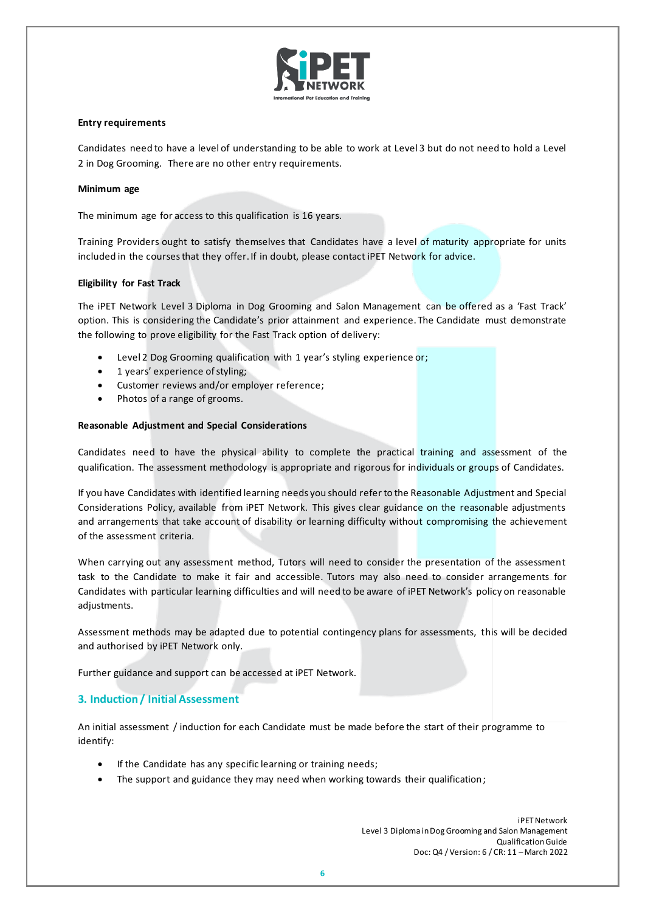**Entry requirements**

Candidates need to have a level of understanding to be able to work at Level 3 but do not need to hold a Level 2 in Dog Grooming. There are no other entry requirements.

**Minimum age**

The minimum age for access to this qualification is 16 years.

Training Providers ought to satisfy themselves that Candidates have a level of maturity appropriate for units included in the courses that they offer. If in doubt, please contact iPET Network for advice.

**Eligibility for Fast Track**

The iPET Network Level 3 Diploma in Dog Grooming and Salon Management can be offered as a 'Fast Track' option. This is considering the Candidate's prior attainment and experience. The Candidate must demonstrate the following to prove eligibility for the Fast Track option of delivery:

- Level 2 Dog Grooming qualification with 1 year's styling experience or;
- 1 years' experience of styling;
- Customer reviews and/or employer reference;
- Photos of a range of grooms.

**Reasonable Adjustment and Special Considerations**

Candidates need to have the physical ability to complete the practical training and assessment of the qualification. The assessment methodology is appropriate and rigorous for individuals or groups of Candidates.

If you have Candidates with identified learning needs you should refer to the Reasonable Adjustment and Special Considerations Policy, available from iPET Network. This gives clear guidance on the reasonable adjustments and arrangements that take account of disability or learning difficulty without compromising the achievement of the assessment criteria.

When carrying out any assessment method, Tutors will need to consider the presentation of the assessment task to the Candidate to make it fair and accessible. Tutors may also need to consider arrangements for Candidates with particular learning difficulties and will need to be aware of iPET Network's policy on reasonable adjustments.

Assessment methods may be adapted due to potential contingency plans for assessments, this will be decided and authorised by iPET Network only.

Further guidance and support can be accessed at iPET Network.

## 3. Induction / Initial Assessment

An initial assessment / induction for each Candidate must be made before the start of their programme to identify:

- If the Candidate has any specific learning or training needs;
- The support and guidance they may need when working towards their qualification;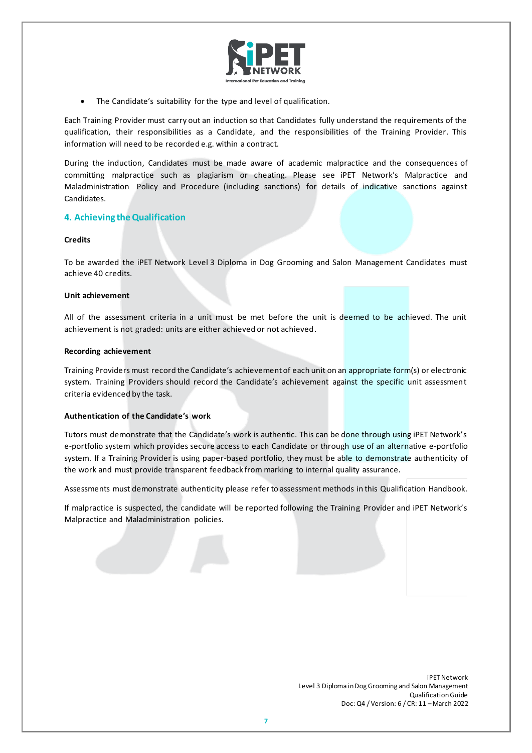- The Candidate's suitability for the type and level of qualification.

Each Training Provider must carry out an induction so that Candidates fully understand the requirements of the qualification, their responsibilities as a Candidate, and the responsibilities of the Training Provider. This information will need to be recorded e.g. within a contract.

During the induction, Candidates must be made aware of academic malpractice and the consequences of committing malpractice such as plagiarism or cheating. Please see iPET Network's Malpractice and Maladministration Policy and Procedure (including sanctions) for details of indicative sanctions against Candidates.

## 4. Achieving the Qualification

**Credits**

To be awarded the iPET Network Level 3 Diploma in Dog Grooming and Salon Management Candidates must achieve 40 credits.

**Unit achievement**

All of the assessment criteria in a unit must be met before the unit is deemed to be achieved. The unit achievement is not graded: units are either achieved or not achieved.

**Recording achievement**

Training Providers must record the Candidate's achievement of each unit on an appropriate form(s) or electronic system. Training Providers should record the Candidate's achievement against the specific unit assessment criteria evidenced by the task.

**Authentication of the Candidate's work**

Tutors must demonstrate that the Candidate's work is authentic. This can be done through using iPET Network's e-portfolio system which provides secure access to each Candidate or through use of an alternative e-portfolio system. If a Training Provider is using paper-based portfolio, they must be able to demonstrate authenticity of the work and must provide transparent feedback from marking to internal quality assurance.

Assessments must demonstrate authenticity please refer to assessment methods in this Qualification Handbook.

If malpractice is suspected, the candidate will be reported following the Training Provider and iPET Network's Malpractice and Maladministration policies.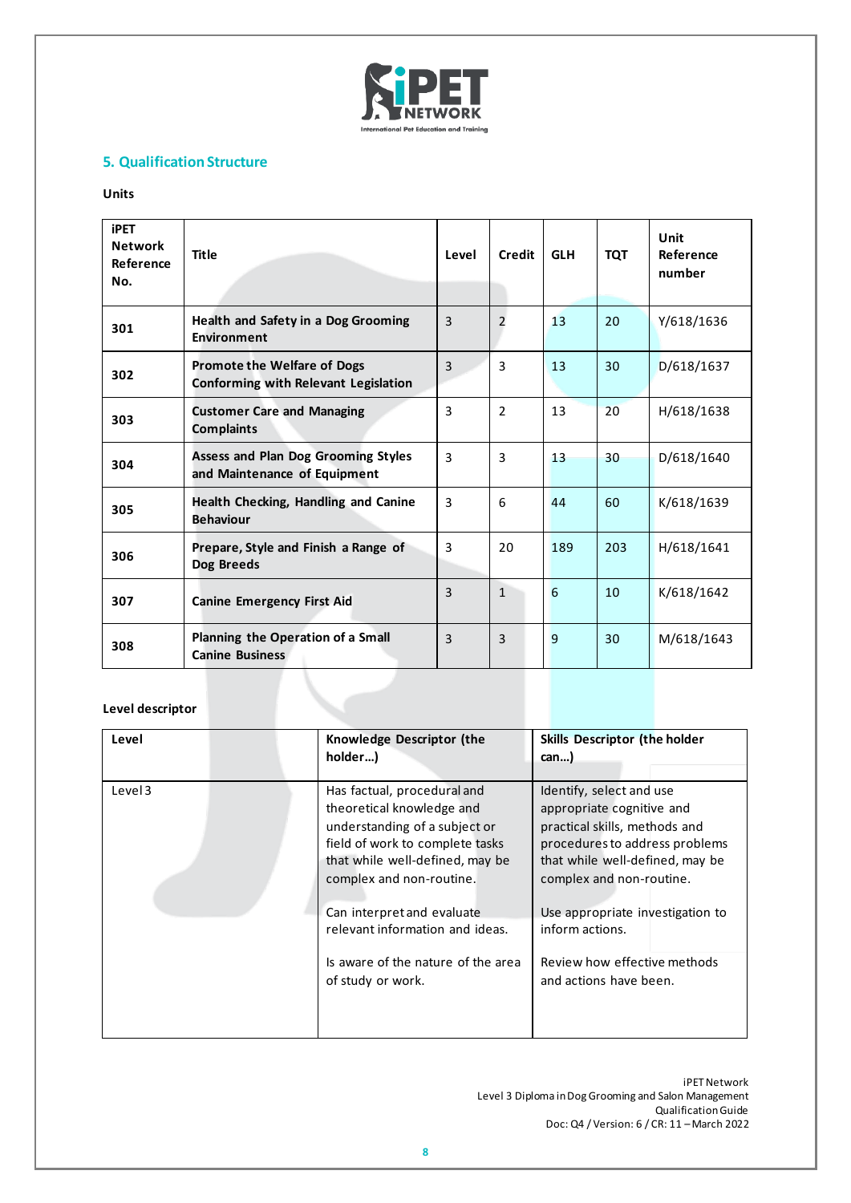## 5. Qualification Structure

**Units**

| iPET Network Reference No. | Title | Level | Credit | GLH | TQT | Unit Reference number |
|---|---|---|---|---|---|---|
| 301 | **Health and Safety in a Dog Grooming Environment** | 3 | 2 | 13 | 20 | Y/618/1636 |
| 302 | **Promote the Welfare of Dogs Conforming with Relevant Legislation** | 3 | 3 | 13 | 30 | D/618/1637 |
| 303 | **Customer Care and Managing Complaints** | 3 | 2 | 13 | 20 | H/618/1638 |
| 304 | **Assess and Plan Dog Grooming Styles and Maintenance of Equipment** | 3 | 3 | 13 | 30 | D/618/1640 |
| 305 | **Health Checking, Handling and Canine Behaviour** | 3 | 6 | 44 | 60 | K/618/1639 |
| 306 | **Prepare, Style and Finish a Range of Dog Breeds** | 3 | 20 | 189 | 203 | H/618/1641 |
| 307 | **Canine Emergency First Aid** | 3 | 1 | 6 | 10 | K/618/1642 |
| 308 | **Planning the Operation of a Small Canine Business** | 3 | 3 | 9 | 30 | M/618/1643 |

**Level descriptor**

| Level | Knowledge Descriptor (the holder…) | Skills Descriptor (the holder can…) |
|---|---|---|
| Level 3 | Has factual, procedural and theoretical knowledge and understanding of a subject or field of work to complete tasks that while well-defined, may be complex and non-routine.<br><br>Can interpret and evaluate relevant information and ideas.<br><br>Is aware of the nature of the area of study or work. | Identify, select and use appropriate cognitive and practical skills, methods and procedures to address problems that while well-defined, may be complex and non-routine.<br><br>Use appropriate investigation to inform actions.<br><br>Review how effective methods and actions have been. |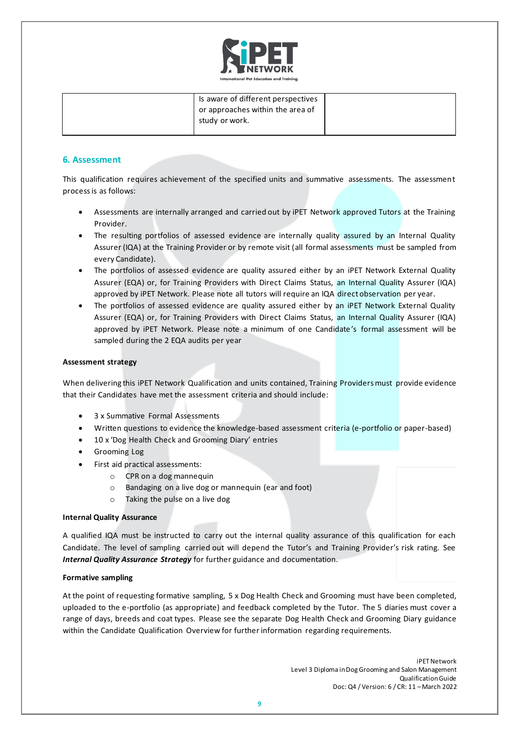| | Is aware of different perspectives or approaches within the area of study or work. | |
|---|---|---|

## 6. Assessment

This qualification requires achievement of the specified units and summative assessments. The assessment process is as follows:

- Assessments are internally arranged and carried out by iPET Network approved Tutors at the Training Provider.
- The resulting portfolios of assessed evidence are internally quality assured by an Internal Quality Assurer (IQA) at the Training Provider or by remote visit (all formal assessments must be sampled from every Candidate).
- The portfolios of assessed evidence are quality assured either by an iPET Network External Quality Assurer (EQA) or, for Training Providers with Direct Claims Status, an Internal Quality Assurer (IQA) approved by iPET Network. Please note all tutors will require an IQA direct observation per year.
- The portfolios of assessed evidence are quality assured either by an iPET Network External Quality Assurer (EQA) or, for Training Providers with Direct Claims Status, an Internal Quality Assurer (IQA) approved by iPET Network. Please note a minimum of one Candidate's formal assessment will be sampled during the 2 EQA audits per year

**Assessment strategy**

When delivering this iPET Network Qualification and units contained, Training Providers must provide evidence that their Candidates have met the assessment criteria and should include:

- 3 x Summative Formal Assessments
- Written questions to evidence the knowledge-based assessment criteria (e-portfolio or paper-based)
- 10 x 'Dog Health Check and Grooming Diary' entries
- Grooming Log
- First aid practical assessments:
  - CPR on a dog mannequin
  - Bandaging on a live dog or mannequin (ear and foot)
  - Taking the pulse on a live dog

**Internal Quality Assurance**

A qualified IQA must be instructed to carry out the internal quality assurance of this qualification for each Candidate. The level of sampling carried out will depend the Tutor's and Training Provider's risk rating. See ***Internal Quality Assurance Strategy*** for further guidance and documentation.

**Formative sampling**

At the point of requesting formative sampling, 5 x Dog Health Check and Grooming must have been completed, uploaded to the e-portfolio (as appropriate) and feedback completed by the Tutor. The 5 diaries must cover a range of days, breeds and coat types. Please see the separate Dog Health Check and Grooming Diary guidance within the Candidate Qualification Overview for further information regarding requirements.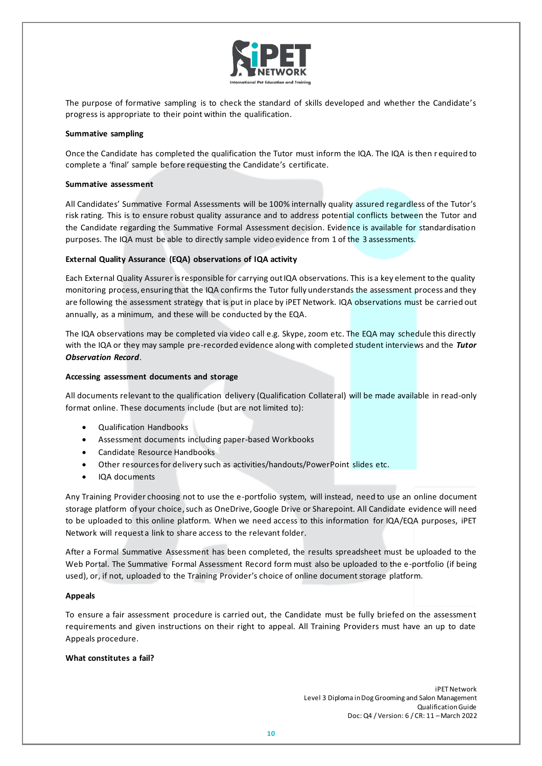The purpose of formative sampling is to check the standard of skills developed and whether the Candidate's progress is appropriate to their point within the qualification.

**Summative sampling**

Once the Candidate has completed the qualification the Tutor must inform the IQA. The IQA is then required to complete a 'final' sample before requesting the Candidate's certificate.

**Summative assessment**

All Candidates' Summative Formal Assessments will be 100% internally quality assured regardless of the Tutor's risk rating. This is to ensure robust quality assurance and to address potential conflicts between the Tutor and the Candidate regarding the Summative Formal Assessment decision. Evidence is available for standardisation purposes. The IQA must be able to directly sample video evidence from 1 of the 3 assessments.

**External Quality Assurance (EQA) observations of IQA activity**

Each External Quality Assurer is responsible for carrying out IQA observations. This is a key element to the quality monitoring process, ensuring that the IQA confirms the Tutor fully understands the assessment process and they are following the assessment strategy that is put in place by iPET Network. IQA observations must be carried out annually, as a minimum, and these will be conducted by the EQA.

The IQA observations may be completed via video call e.g. Skype, zoom etc. The EQA may schedule this directly with the IQA or they may sample pre-recorded evidence along with completed student interviews and the ***Tutor Observation Record***.

**Accessing assessment documents and storage**

All documents relevant to the qualification delivery (Qualification Collateral) will be made available in read-only format online. These documents include (but are not limited to):

- Qualification Handbooks
- Assessment documents including paper-based Workbooks
- Candidate Resource Handbooks
- Other resources for delivery such as activities/handouts/PowerPoint slides etc.
- IQA documents

Any Training Provider choosing not to use the e-portfolio system, will instead, need to use an online document storage platform of your choice, such as OneDrive, Google Drive or Sharepoint. All Candidate evidence will need to be uploaded to this online platform. When we need access to this information for IQA/EQA purposes, iPET Network will request a link to share access to the relevant folder.

After a Formal Summative Assessment has been completed, the results spreadsheet must be uploaded to the Web Portal. The Summative Formal Assessment Record form must also be uploaded to the e-portfolio (if being used), or, if not, uploaded to the Training Provider's choice of online document storage platform.

**Appeals**

To ensure a fair assessment procedure is carried out, the Candidate must be fully briefed on the assessment requirements and given instructions on their right to appeal. All Training Providers must have an up to date Appeals procedure.

**What constitutes a fail?**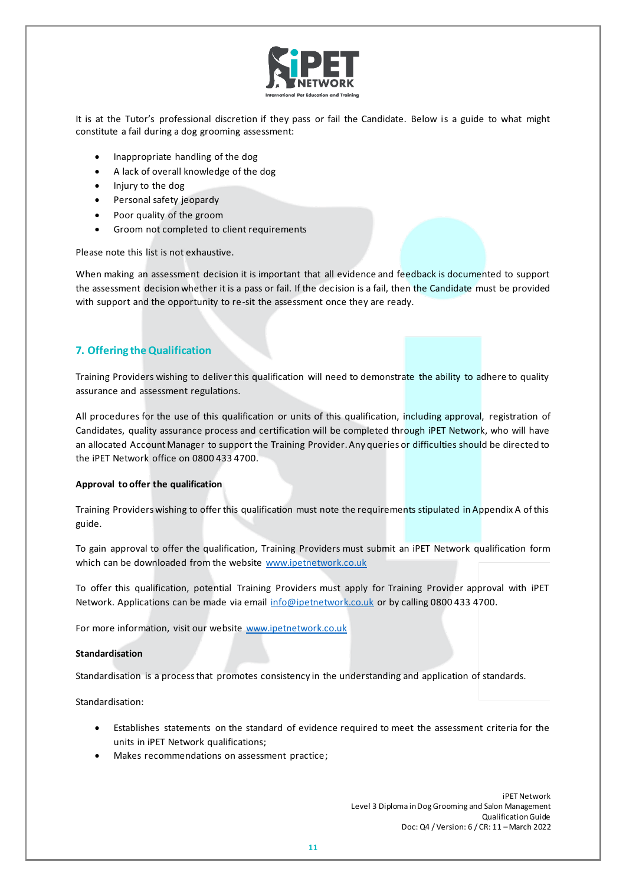It is at the Tutor's professional discretion if they pass or fail the Candidate. Below is a guide to what might constitute a fail during a dog grooming assessment:

- Inappropriate handling of the dog
- A lack of overall knowledge of the dog
- Injury to the dog
- Personal safety jeopardy
- Poor quality of the groom
- Groom not completed to client requirements

Please note this list is not exhaustive.

When making an assessment decision it is important that all evidence and feedback is documented to support the assessment decision whether it is a pass or fail. If the decision is a fail, then the Candidate must be provided with support and the opportunity to re-sit the assessment once they are ready.

## 7. Offering the Qualification

Training Providers wishing to deliver this qualification will need to demonstrate the ability to adhere to quality assurance and assessment regulations.

All procedures for the use of this qualification or units of this qualification, including approval, registration of Candidates, quality assurance process and certification will be completed through iPET Network, who will have an allocated Account Manager to support the Training Provider. Any queries or difficulties should be directed to the iPET Network office on 0800 433 4700.

**Approval to offer the qualification**

Training Providers wishing to offer this qualification must note the requirements stipulated in Appendix A of this guide.

To gain approval to offer the qualification, Training Providers must submit an iPET Network qualification form which can be downloaded from the website www.ipetnetwork.co.uk

To offer this qualification, potential Training Providers must apply for Training Provider approval with iPET Network. Applications can be made via email info@ipetnetwork.co.uk or by calling 0800 433 4700.

For more information, visit our website www.ipetnetwork.co.uk

**Standardisation**

Standardisation is a process that promotes consistency in the understanding and application of standards.

Standardisation:

- Establishes statements on the standard of evidence required to meet the assessment criteria for the units in iPET Network qualifications;
- Makes recommendations on assessment practice;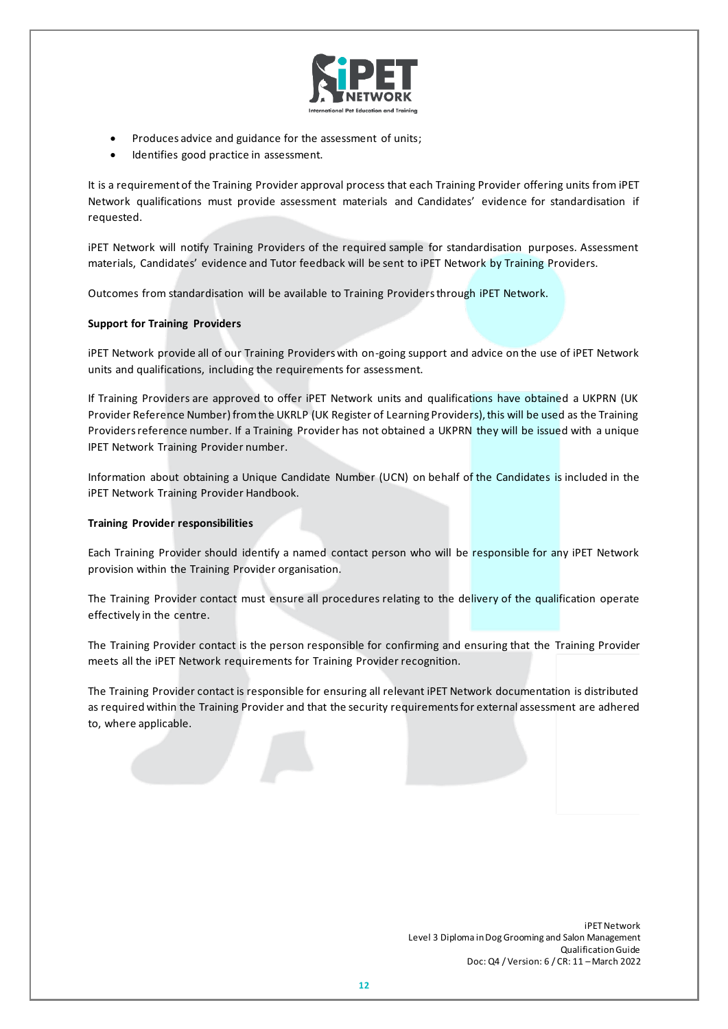- Produces advice and guidance for the assessment of units;
- Identifies good practice in assessment.

It is a requirement of the Training Provider approval process that each Training Provider offering units from iPET Network qualifications must provide assessment materials and Candidates' evidence for standardisation if requested.

iPET Network will notify Training Providers of the required sample for standardisation purposes. Assessment materials, Candidates' evidence and Tutor feedback will be sent to iPET Network by Training Providers.

Outcomes from standardisation will be available to Training Providers through iPET Network.

**Support for Training Providers**

iPET Network provide all of our Training Providers with on-going support and advice on the use of iPET Network units and qualifications, including the requirements for assessment.

If Training Providers are approved to offer iPET Network units and qualifications have obtained a UKPRN (UK Provider Reference Number) from the UKRLP (UK Register of Learning Providers), this will be used as the Training Providers reference number. If a Training Provider has not obtained a UKPRN they will be issued with a unique IPET Network Training Provider number.

Information about obtaining a Unique Candidate Number (UCN) on behalf of the Candidates is included in the iPET Network Training Provider Handbook.

**Training Provider responsibilities**

Each Training Provider should identify a named contact person who will be responsible for any iPET Network provision within the Training Provider organisation.

The Training Provider contact must ensure all procedures relating to the delivery of the qualification operate effectively in the centre.

The Training Provider contact is the person responsible for confirming and ensuring that the Training Provider meets all the iPET Network requirements for Training Provider recognition.

The Training Provider contact is responsible for ensuring all relevant iPET Network documentation is distributed as required within the Training Provider and that the security requirements for external assessment are adhered to, where applicable.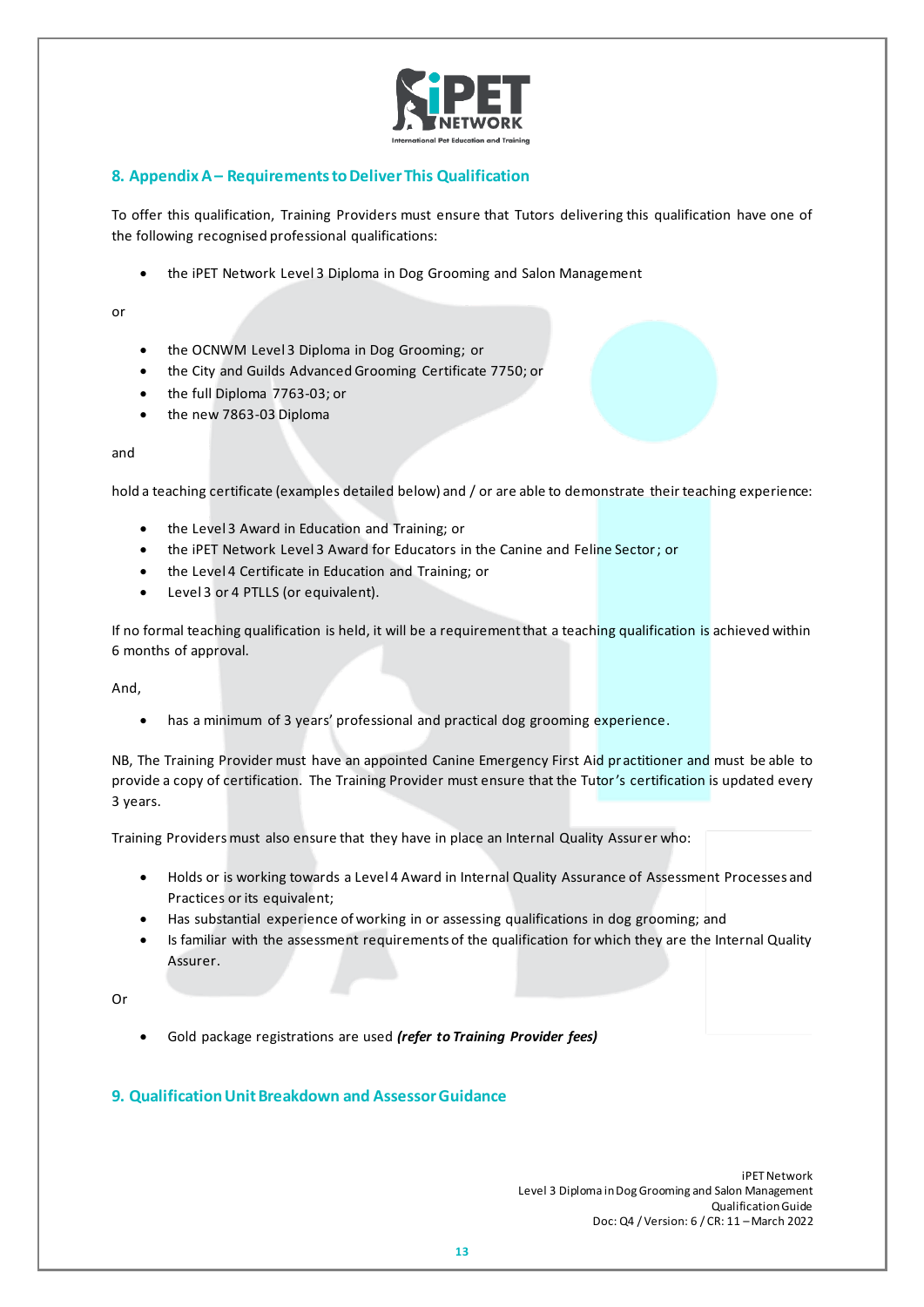## 8. Appendix A – Requirements to Deliver This Qualification

To offer this qualification, Training Providers must ensure that Tutors delivering this qualification have one of the following recognised professional qualifications:

- the iPET Network Level 3 Diploma in Dog Grooming and Salon Management

or

- the OCNWM Level 3 Diploma in Dog Grooming; or
- the City and Guilds Advanced Grooming Certificate 7750; or
- the full Diploma 7763-03; or
- the new 7863-03 Diploma

and

hold a teaching certificate (examples detailed below) and / or are able to demonstrate their teaching experience:

- the Level 3 Award in Education and Training; or
- the iPET Network Level 3 Award for Educators in the Canine and Feline Sector; or
- the Level 4 Certificate in Education and Training; or
- Level 3 or 4 PTLLS (or equivalent).

If no formal teaching qualification is held, it will be a requirement that a teaching qualification is achieved within 6 months of approval.

And,

- has a minimum of 3 years' professional and practical dog grooming experience.

NB, The Training Provider must have an appointed Canine Emergency First Aid practitioner and must be able to provide a copy of certification. The Training Provider must ensure that the Tutor's certification is updated every 3 years.

Training Providers must also ensure that they have in place an Internal Quality Assurer who:

- Holds or is working towards a Level 4 Award in Internal Quality Assurance of Assessment Processes and Practices or its equivalent;
- Has substantial experience of working in or assessing qualifications in dog grooming; and
- Is familiar with the assessment requirements of the qualification for which they are the Internal Quality Assurer.

Or

- Gold package registrations are used ***(refer to Training Provider fees)***

## 9. Qualification Unit Breakdown and Assessor Guidance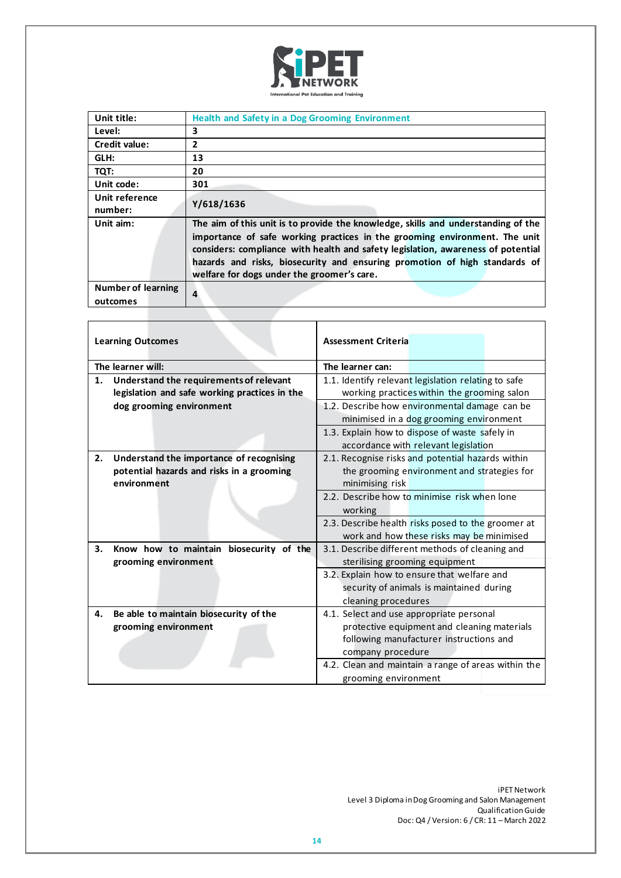| Unit title: | Health and Safety in a Dog Grooming Environment |
|---|---|
| Level: | 3 |
| Credit value: | 2 |
| GLH: | 13 |
| TQT: | 20 |
| Unit code: | 301 |
| Unit reference number: | Y/618/1636 |
| Unit aim: | The aim of this unit is to provide the knowledge, skills and understanding of the importance of safe working practices in the grooming environment. The unit considers: compliance with health and safety legislation, awareness of potential hazards and risks, biosecurity and ensuring promotion of high standards of welfare for dogs under the groomer's care. |
| Number of learning outcomes | 4 |

| Learning Outcomes | Assessment Criteria |
|---|---|
| The learner will: | The learner can: |
| 1. Understand the requirements of relevant legislation and safe working practices in the dog grooming environment | 1.1. Identify relevant legislation relating to safe working practices within the grooming salon |
| | 1.2. Describe how environmental damage can be minimised in a dog grooming environment |
| | 1.3. Explain how to dispose of waste safely in accordance with relevant legislation |
| 2. Understand the importance of recognising potential hazards and risks in a grooming environment | 2.1. Recognise risks and potential hazards within the grooming environment and strategies for minimising risk |
| | 2.2. Describe how to minimise risk when lone working |
| | 2.3. Describe health risks posed to the groomer at work and how these risks may be minimised |
| 3. Know how to maintain biosecurity of the grooming environment | 3.1. Describe different methods of cleaning and sterilising grooming equipment |
| | 3.2. Explain how to ensure that welfare and security of animals is maintained during cleaning procedures |
| 4. Be able to maintain biosecurity of the grooming environment | 4.1. Select and use appropriate personal protective equipment and cleaning materials following manufacturer instructions and company procedure |
| | 4.2. Clean and maintain a range of areas within the grooming environment |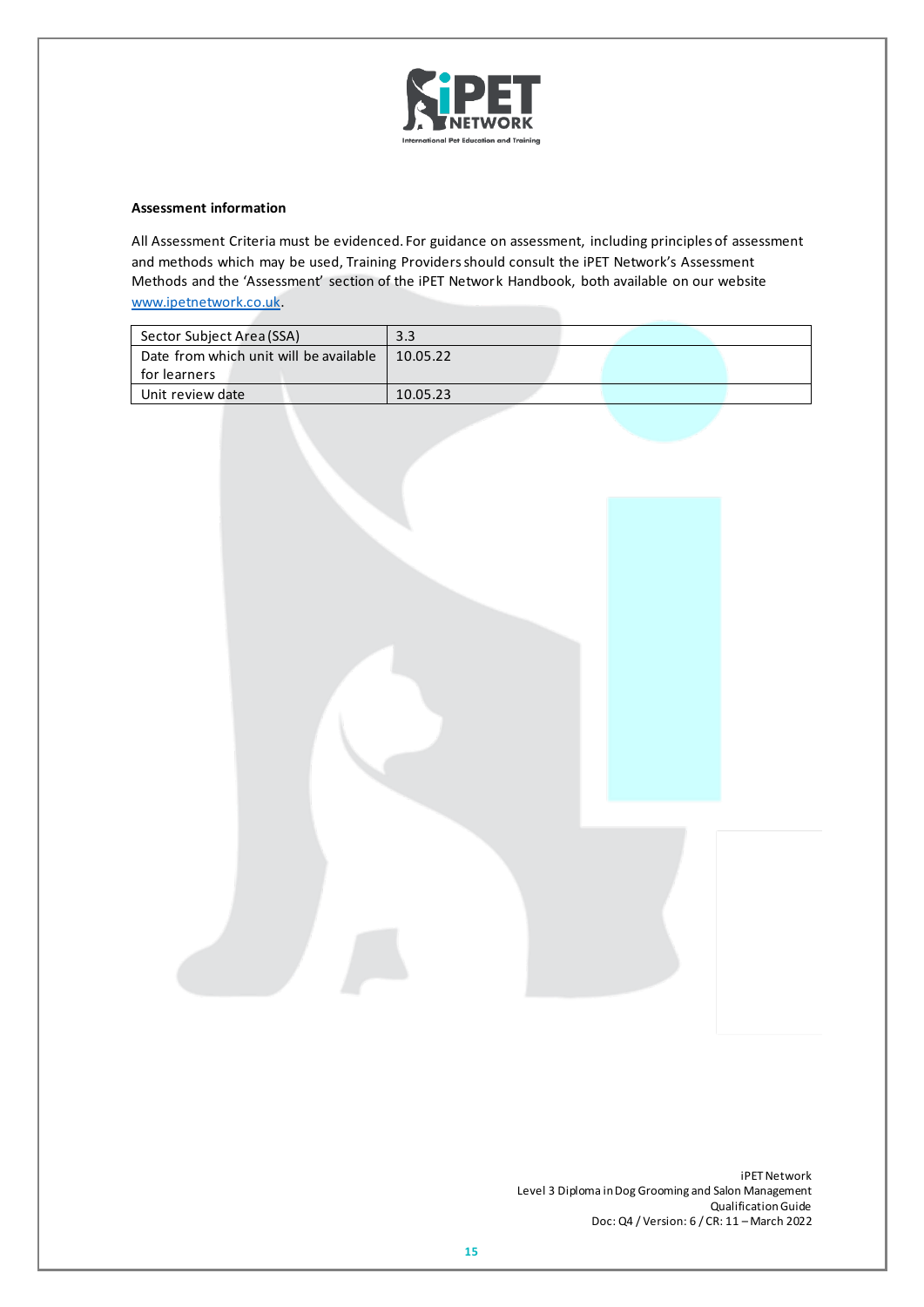**Assessment information**

All Assessment Criteria must be evidenced. For guidance on assessment, including principles of assessment and methods which may be used, Training Providers should consult the iPET Network's Assessment Methods and the 'Assessment' section of the iPET Network Handbook, both available on our website [www.ipetnetwork.co.uk](http://www.ipetnetwork.co.uk).

| | |
|---|---|
| Sector Subject Area (SSA) | 3.3 |
| Date from which unit will be available for learners | 10.05.22 |
| Unit review date | 10.05.23 |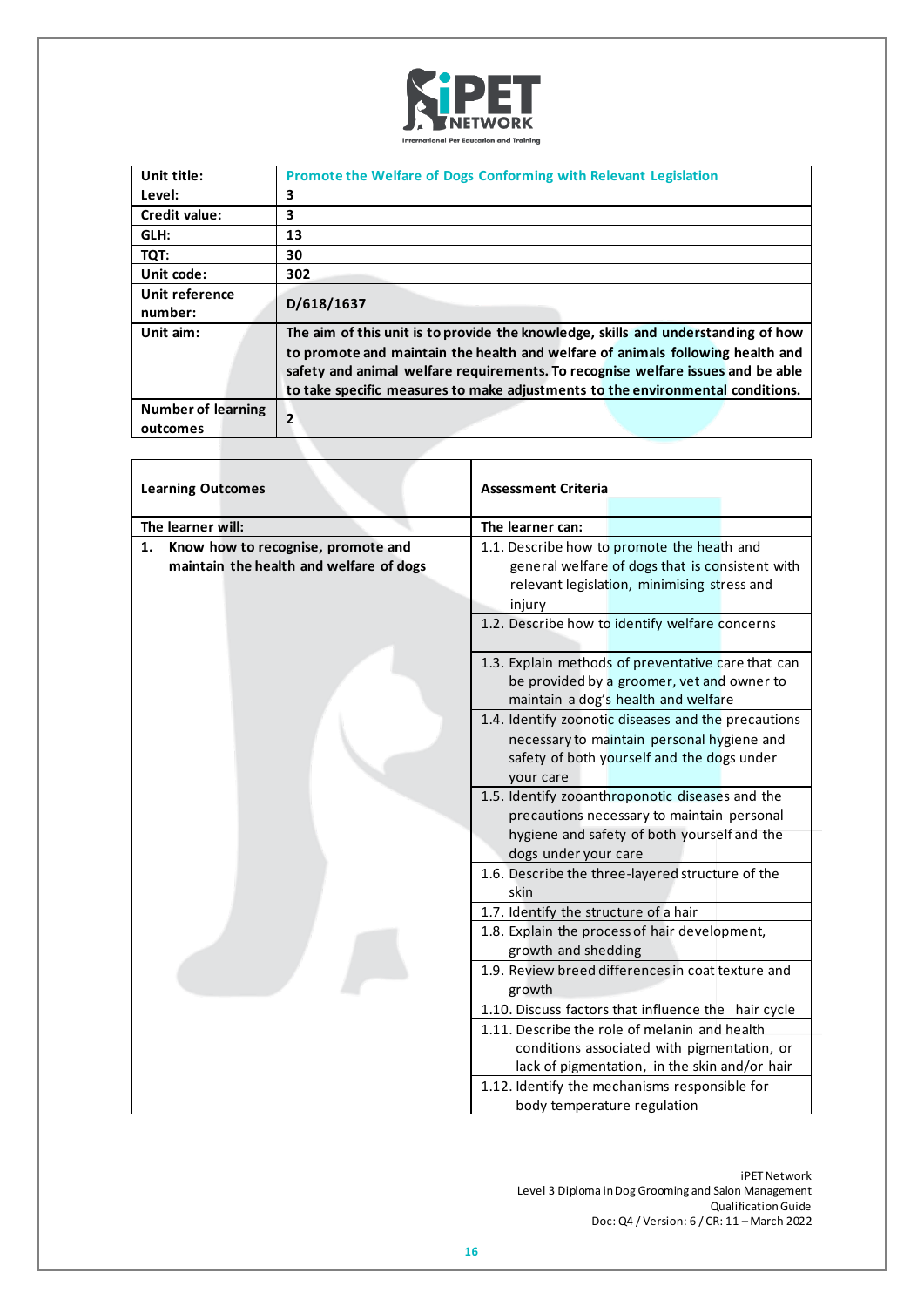| Unit title: | Promote the Welfare of Dogs Conforming with Relevant Legislation |
|---|---|
| Level: | 3 |
| Credit value: | 3 |
| GLH: | 13 |
| TQT: | 30 |
| Unit code: | 302 |
| Unit reference number: | D/618/1637 |
| Unit aim: | The aim of this unit is to provide the knowledge, skills and understanding of how to promote and maintain the health and welfare of animals following health and safety and animal welfare requirements. To recognise welfare issues and be able to take specific measures to make adjustments to the environmental conditions. |
| Number of learning outcomes | 2 |

| Learning Outcomes | Assessment Criteria |
|---|---|
| **The learner will:** | **The learner can:** |
| **1. Know how to recognise, promote and maintain the health and welfare of dogs** | 1.1. Describe how to promote the heath and general welfare of dogs that is consistent with relevant legislation, minimising stress and injury |
| | 1.2. Describe how to identify welfare concerns |
| | 1.3. Explain methods of preventative care that can be provided by a groomer, vet and owner to maintain a dog's health and welfare |
| | 1.4. Identify zoonotic diseases and the precautions necessary to maintain personal hygiene and safety of both yourself and the dogs under your care |
| | 1.5. Identify zooanthroponotic diseases and the precautions necessary to maintain personal hygiene and safety of both yourself and the dogs under your care |
| | 1.6. Describe the three-layered structure of the skin |
| | 1.7. Identify the structure of a hair |
| | 1.8. Explain the process of hair development, growth and shedding |
| | 1.9. Review breed differences in coat texture and growth |
| | 1.10. Discuss factors that influence the hair cycle |
| | 1.11. Describe the role of melanin and health conditions associated with pigmentation, or lack of pigmentation, in the skin and/or hair |
| | 1.12. Identify the mechanisms responsible for body temperature regulation |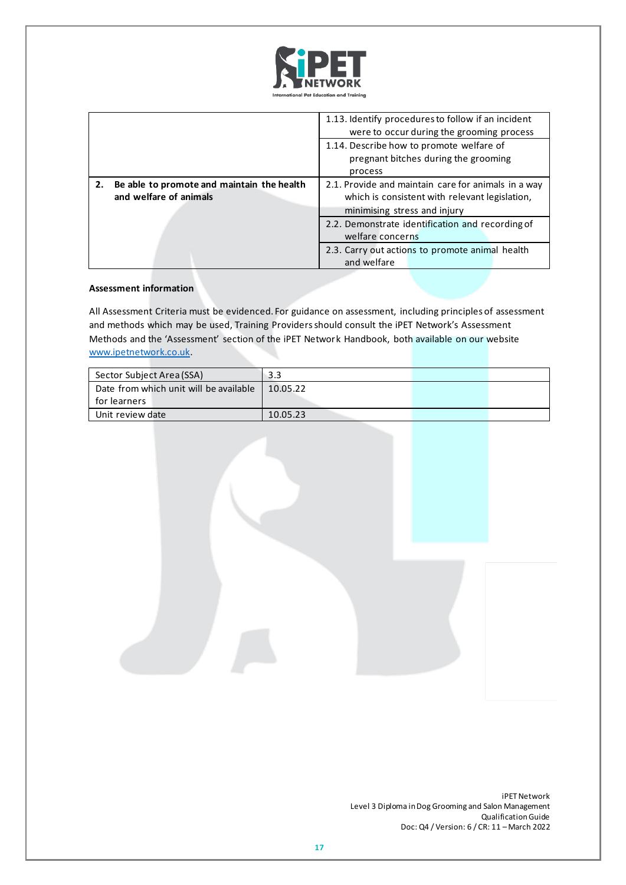| | |
|---|---|
| | 1.13. Identify procedures to follow if an incident were to occur during the grooming process |
| | 1.14. Describe how to promote welfare of pregnant bitches during the grooming process |
| **2. Be able to promote and maintain the health and welfare of animals** | 2.1. Provide and maintain care for animals in a way which is consistent with relevant legislation, minimising stress and injury |
| | 2.2. Demonstrate identification and recording of welfare concerns |
| | 2.3. Carry out actions to promote animal health and welfare |

**Assessment information**

All Assessment Criteria must be evidenced. For guidance on assessment, including principles of assessment and methods which may be used, Training Providers should consult the iPET Network's Assessment Methods and the 'Assessment' section of the iPET Network Handbook, both available on our website www.ipetnetwork.co.uk.

| | |
|---|---|
| Sector Subject Area (SSA) | 3.3 |
| Date from which unit will be available for learners | 10.05.22 |
| Unit review date | 10.05.23 |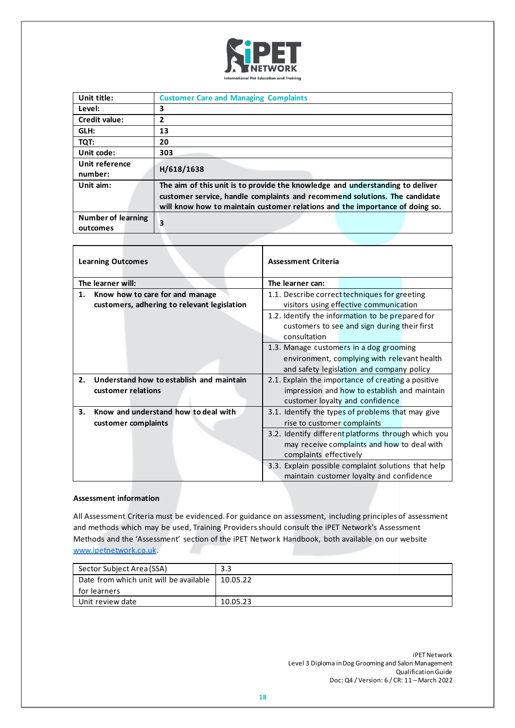| Unit title: | Customer Care and Managing Complaints |
|---|---|
| Level: | 3 |
| Credit value: | 2 |
| GLH: | 13 |
| TQT: | 20 |
| Unit code: | 303 |
| Unit reference number: | H/618/1638 |
| Unit aim: | The aim of this unit is to provide the knowledge and understanding to deliver customer service, handle complaints and recommend solutions. The candidate will know how to maintain customer relations and the importance of doing so. |
| Number of learning outcomes | 3 |

| Learning Outcomes | Assessment Criteria |
|---|---|
| **The learner will:** | **The learner can:** |
| **1. Know how to care for and manage customers, adhering to relevant legislation** | 1.1. Describe correct techniques for greeting visitors using effective communication |
| | 1.2. Identify the information to be prepared for customers to see and sign during their first consultation |
| | 1.3. Manage customers in a dog grooming environment, complying with relevant health and safety legislation and company policy |
| **2. Understand how to establish and maintain customer relations** | 2.1. Explain the importance of creating a positive impression and how to establish and maintain customer loyalty and confidence |
| **3. Know and understand how to deal with customer complaints** | 3.1. Identify the types of problems that may give rise to customer complaints |
| | 3.2. Identify different platforms through which you may receive complaints and how to deal with complaints effectively |
| | 3.3. Explain possible complaint solutions that help maintain customer loyalty and confidence |

**Assessment information**

All Assessment Criteria must be evidenced. For guidance on assessment, including principles of assessment and methods which may be used, Training Providers should consult the iPET Network's Assessment Methods and the 'Assessment' section of the iPET Network Handbook, both available on our website www.ipetnetwork.co.uk.

| Sector Subject Area (SSA) | 3.3 |
|---|---|
| Date from which unit will be available for learners | 10.05.22 |
| Unit review date | 10.05.23 |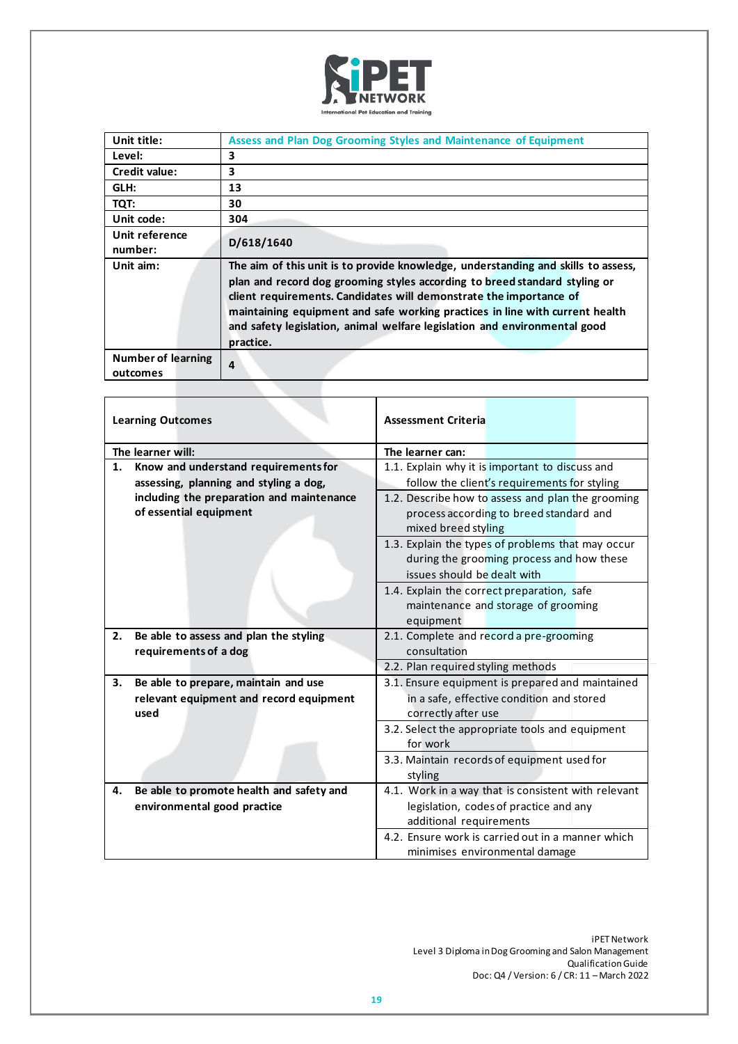| Unit title: | Assess and Plan Dog Grooming Styles and Maintenance of Equipment |
|---|---|
| Level: | 3 |
| Credit value: | 3 |
| GLH: | 13 |
| TQT: | 30 |
| Unit code: | 304 |
| Unit reference number: | D/618/1640 |
| Unit aim: | The aim of this unit is to provide knowledge, understanding and skills to assess, plan and record dog grooming styles according to breed standard styling or client requirements. Candidates will demonstrate the importance of maintaining equipment and safe working practices in line with current health and safety legislation, animal welfare legislation and environmental good practice. |
| Number of learning outcomes | 4 |

| Learning Outcomes | Assessment Criteria |
|---|---|
| **The learner will:** | **The learner can:** |
| **1. Know and understand requirements for assessing, planning and styling a dog, including the preparation and maintenance of essential equipment** | 1.1. Explain why it is important to discuss and follow the client's requirements for styling |
| | 1.2. Describe how to assess and plan the grooming process according to breed standard and mixed breed styling |
| | 1.3. Explain the types of problems that may occur during the grooming process and how these issues should be dealt with |
| | 1.4. Explain the correct preparation, safe maintenance and storage of grooming equipment |
| **2. Be able to assess and plan the styling requirements of a dog** | 2.1. Complete and record a pre-grooming consultation |
| | 2.2. Plan required styling methods |
| **3. Be able to prepare, maintain and use relevant equipment and record equipment used** | 3.1. Ensure equipment is prepared and maintained in a safe, effective condition and stored correctly after use |
| | 3.2. Select the appropriate tools and equipment for work |
| | 3.3. Maintain records of equipment used for styling |
| **4. Be able to promote health and safety and environmental good practice** | 4.1. Work in a way that is consistent with relevant legislation, codes of practice and any additional requirements |
| | 4.2. Ensure work is carried out in a manner which minimises environmental damage |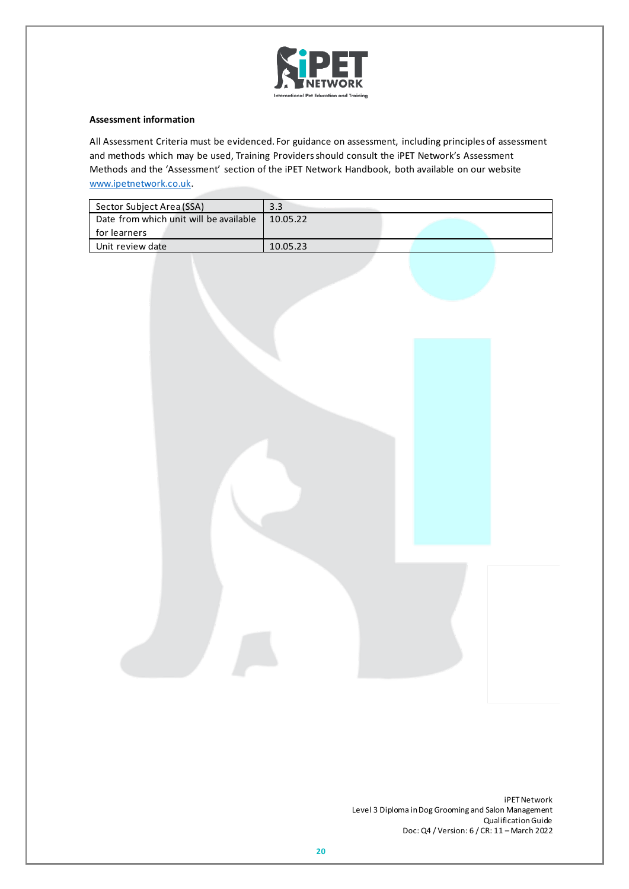**Assessment information**

All Assessment Criteria must be evidenced. For guidance on assessment, including principles of assessment and methods which may be used, Training Providers should consult the iPET Network's Assessment Methods and the 'Assessment' section of the iPET Network Handbook, both available on our website www.ipetnetwork.co.uk.

| Sector Subject Area (SSA) | 3.3 |
|---|---|
| Date from which unit will be available for learners | 10.05.22 |
| Unit review date | 10.05.23 |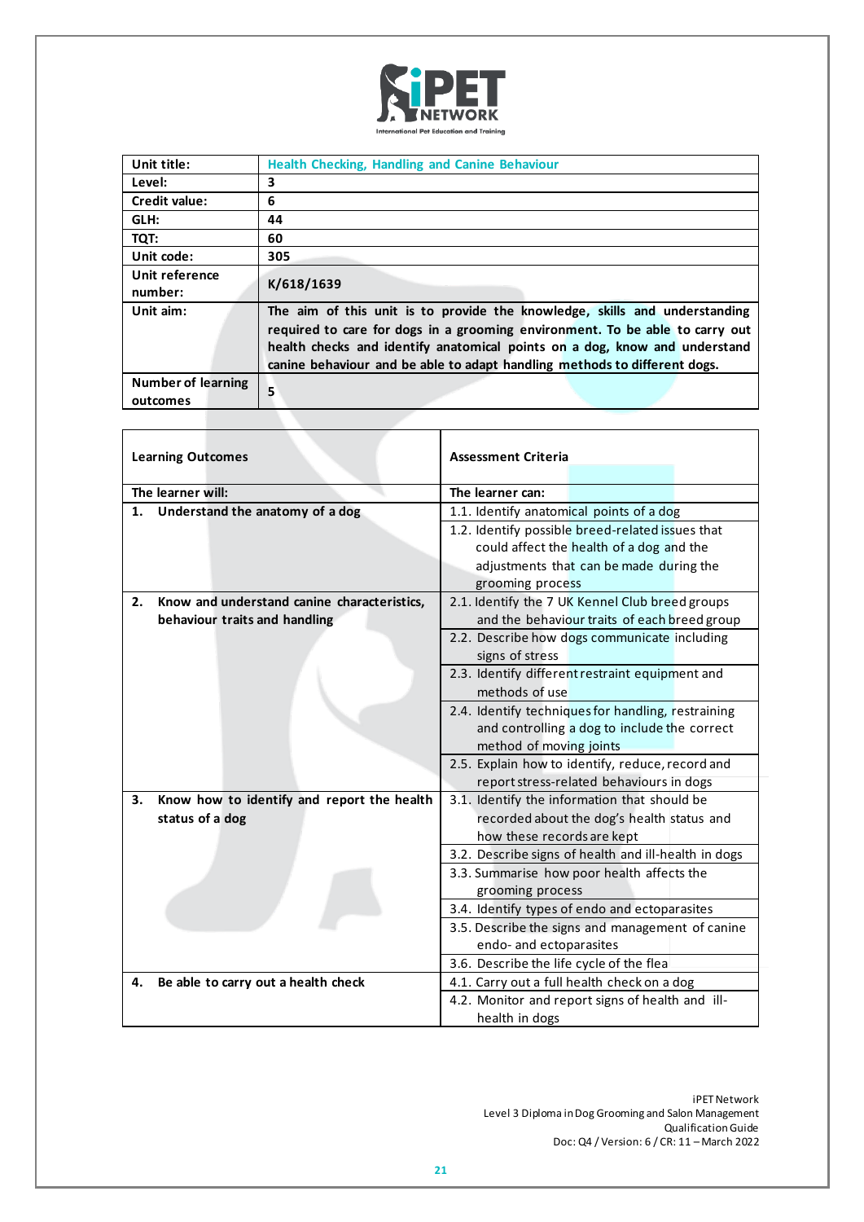| Unit title: | Health Checking, Handling and Canine Behaviour |
|---|---|
| Level: | 3 |
| Credit value: | 6 |
| GLH: | 44 |
| TQT: | 60 |
| Unit code: | 305 |
| Unit reference number: | K/618/1639 |
| Unit aim: | The aim of this unit is to provide the knowledge, skills and understanding required to care for dogs in a grooming environment. To be able to carry out health checks and identify anatomical points on a dog, know and understand canine behaviour and be able to adapt handling methods to different dogs. |
| Number of learning outcomes | 5 |

| Learning Outcomes | Assessment Criteria |
|---|---|
| **The learner will:** | **The learner can:** |
| **1. Understand the anatomy of a dog** | 1.1. Identify anatomical points of a dog |
| | 1.2. Identify possible breed-related issues that could affect the health of a dog and the adjustments that can be made during the grooming process |
| **2. Know and understand canine characteristics, behaviour traits and handling** | 2.1. Identify the 7 UK Kennel Club breed groups and the behaviour traits of each breed group |
| | 2.2. Describe how dogs communicate including signs of stress |
| | 2.3. Identify different restraint equipment and methods of use |
| | 2.4. Identify techniques for handling, restraining and controlling a dog to include the correct method of moving joints |
| | 2.5. Explain how to identify, reduce, record and report stress-related behaviours in dogs |
| **3. Know how to identify and report the health status of a dog** | 3.1. Identify the information that should be recorded about the dog's health status and how these records are kept |
| | 3.2. Describe signs of health and ill-health in dogs |
| | 3.3. Summarise how poor health affects the grooming process |
| | 3.4. Identify types of endo and ectoparasites |
| | 3.5. Describe the signs and management of canine endo- and ectoparasites |
| | 3.6. Describe the life cycle of the flea |
| **4. Be able to carry out a health check** | 4.1. Carry out a full health check on a dog |
| | 4.2. Monitor and report signs of health and ill-health in dogs |

iPET Network
Level 3 Diploma in Dog Grooming and Salon Management
Qualification Guide
Doc: Q4 / Version: 6 / CR: 11 – March 2022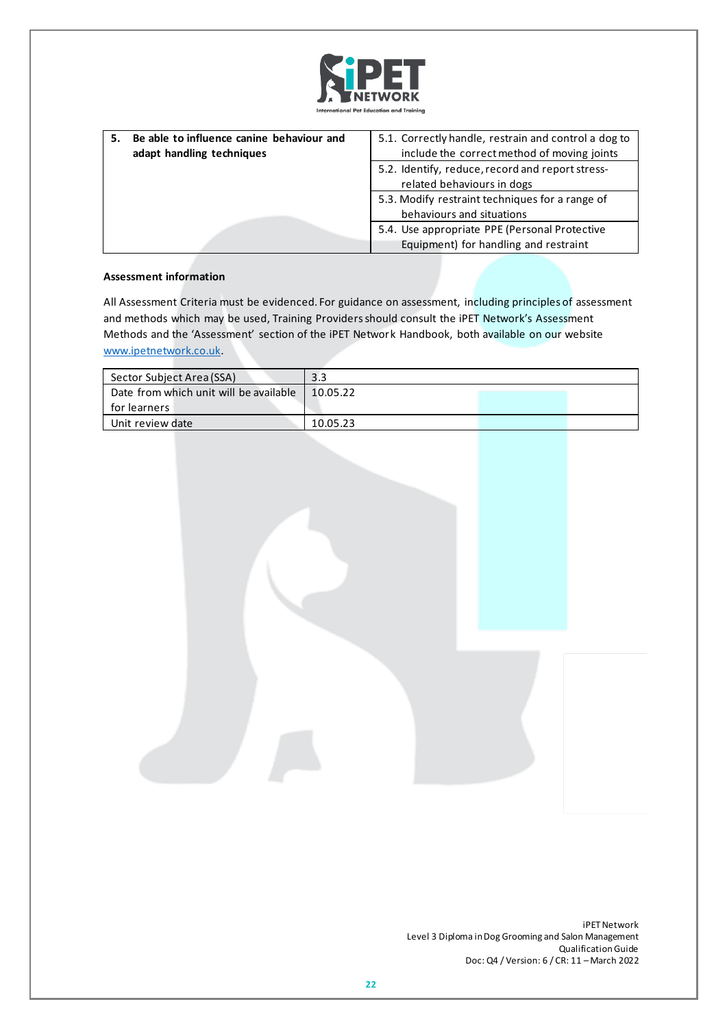| **5. Be able to influence canine behaviour and adapt handling techniques** | 5.1. Correctly handle, restrain and control a dog to include the correct method of moving joints |
|---|---|
| | 5.2. Identify, reduce, record and report stress-related behaviours in dogs |
| | 5.3. Modify restraint techniques for a range of behaviours and situations |
| | 5.4. Use appropriate PPE (Personal Protective Equipment) for handling and restraint |

**Assessment information**

All Assessment Criteria must be evidenced. For guidance on assessment, including principles of assessment and methods which may be used, Training Providers should consult the iPET Network's Assessment Methods and the 'Assessment' section of the iPET Network Handbook, both available on our website www.ipetnetwork.co.uk.

| Sector Subject Area (SSA) | 3.3 |
|---|---|
| Date from which unit will be available for learners | 10.05.22 |
| Unit review date | 10.05.23 |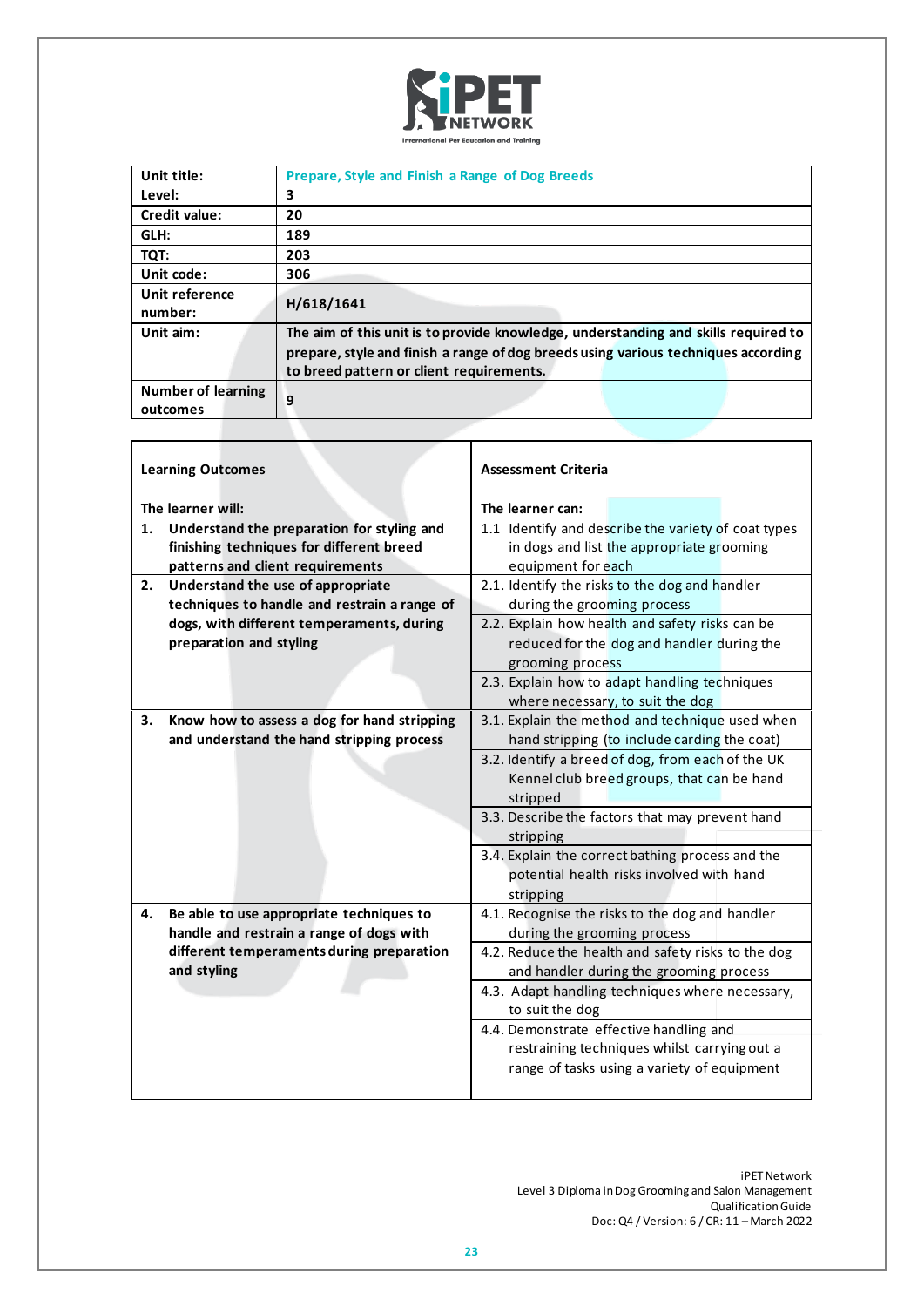| Unit title: | Prepare, Style and Finish a Range of Dog Breeds |
|---|---|
| Level: | 3 |
| Credit value: | 20 |
| GLH: | 189 |
| TQT: | 203 |
| Unit code: | 306 |
| Unit reference number: | H/618/1641 |
| Unit aim: | **The aim of this unit is to provide knowledge, understanding and skills required to prepare, style and finish a range of dog breeds using various techniques according to breed pattern or client requirements.** |
| Number of learning outcomes | 9 |

| Learning Outcomes | Assessment Criteria |
|---|---|
| **The learner will:** | **The learner can:** |
| **1. Understand the preparation for styling and finishing techniques for different breed patterns and client requirements** | 1.1 Identify and describe the variety of coat types in dogs and list the appropriate grooming equipment for each |
| **2. Understand the use of appropriate techniques to handle and restrain a range of dogs, with different temperaments, during preparation and styling** | 2.1. Identify the risks to the dog and handler during the grooming process |
| | 2.2. Explain how health and safety risks can be reduced for the dog and handler during the grooming process |
| | 2.3. Explain how to adapt handling techniques where necessary, to suit the dog |
| **3. Know how to assess a dog for hand stripping and understand the hand stripping process** | 3.1. Explain the method and technique used when hand stripping (to include carding the coat) |
| | 3.2. Identify a breed of dog, from each of the UK Kennel club breed groups, that can be hand stripped |
| | 3.3. Describe the factors that may prevent hand stripping |
| | 3.4. Explain the correct bathing process and the potential health risks involved with hand stripping |
| **4. Be able to use appropriate techniques to handle and restrain a range of dogs with different temperaments during preparation and styling** | 4.1. Recognise the risks to the dog and handler during the grooming process |
| | 4.2. Reduce the health and safety risks to the dog and handler during the grooming process |
| | 4.3. Adapt handling techniques where necessary, to suit the dog |
| | 4.4. Demonstrate effective handling and restraining techniques whilst carrying out a range of tasks using a variety of equipment |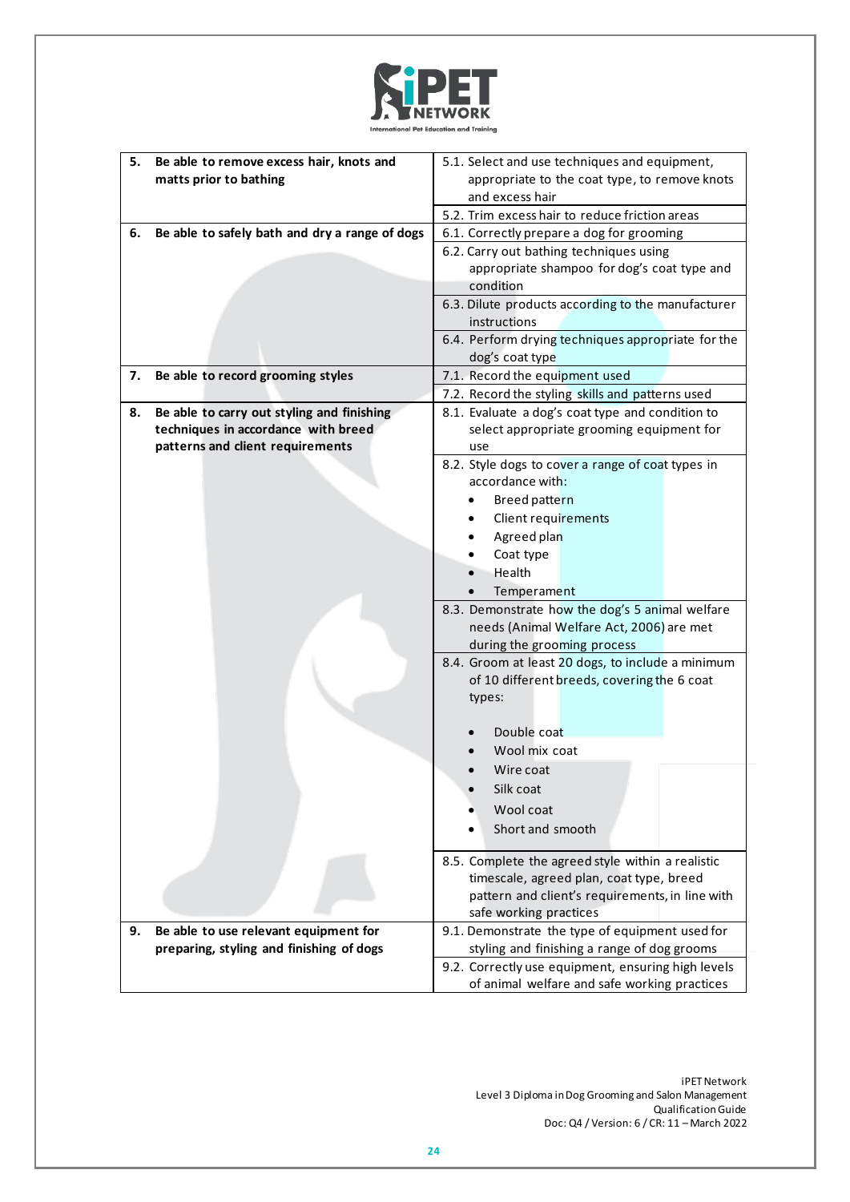| | |
|---|---|
| **5. Be able to remove excess hair, knots and matts prior to bathing** | 5.1. Select and use techniques and equipment, appropriate to the coat type, to remove knots and excess hair |
| | 5.2. Trim excess hair to reduce friction areas |
| **6. Be able to safely bath and dry a range of dogs** | 6.1. Correctly prepare a dog for grooming |
| | 6.2. Carry out bathing techniques using appropriate shampoo for dog's coat type and condition |
| | 6.3. Dilute products according to the manufacturer instructions |
| | 6.4. Perform drying techniques appropriate for the dog's coat type |
| **7. Be able to record grooming styles** | 7.1. Record the equipment used |
| | 7.2. Record the styling skills and patterns used |
| **8. Be able to carry out styling and finishing techniques in accordance with breed patterns and client requirements** | 8.1. Evaluate a dog's coat type and condition to select appropriate grooming equipment for use |
| | 8.2. Style dogs to cover a range of coat types in accordance with:<br>• Breed pattern<br>• Client requirements<br>• Agreed plan<br>• Coat type<br>• Health<br>• Temperament |
| | 8.3. Demonstrate how the dog's 5 animal welfare needs (Animal Welfare Act, 2006) are met during the grooming process |
| | 8.4. Groom at least 20 dogs, to include a minimum of 10 different breeds, covering the 6 coat types:<br>• Double coat<br>• Wool mix coat<br>• Wire coat<br>• Silk coat<br>• Wool coat<br>• Short and smooth |
| | 8.5. Complete the agreed style within a realistic timescale, agreed plan, coat type, breed pattern and client's requirements, in line with safe working practices |
| **9. Be able to use relevant equipment for preparing, styling and finishing of dogs** | 9.1. Demonstrate the type of equipment used for styling and finishing a range of dog grooms |
| | 9.2. Correctly use equipment, ensuring high levels of animal welfare and safe working practices |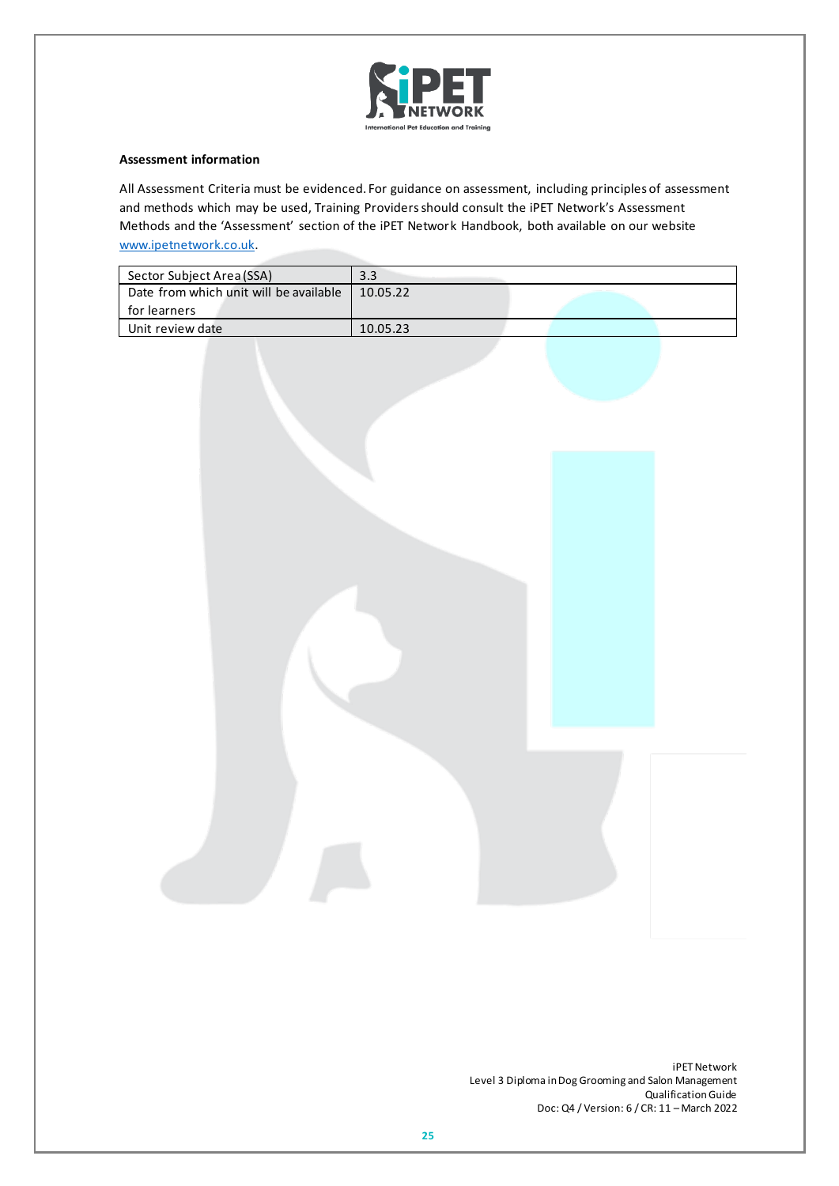**Assessment information**

All Assessment Criteria must be evidenced. For guidance on assessment, including principles of assessment and methods which may be used, Training Providers should consult the iPET Network's Assessment Methods and the 'Assessment' section of the iPET Network Handbook, both available on our website www.ipetnetwork.co.uk.

| Sector Subject Area (SSA) | 3.3 |
|---|---|
| Date from which unit will be available for learners | 10.05.22 |
| Unit review date | 10.05.23 |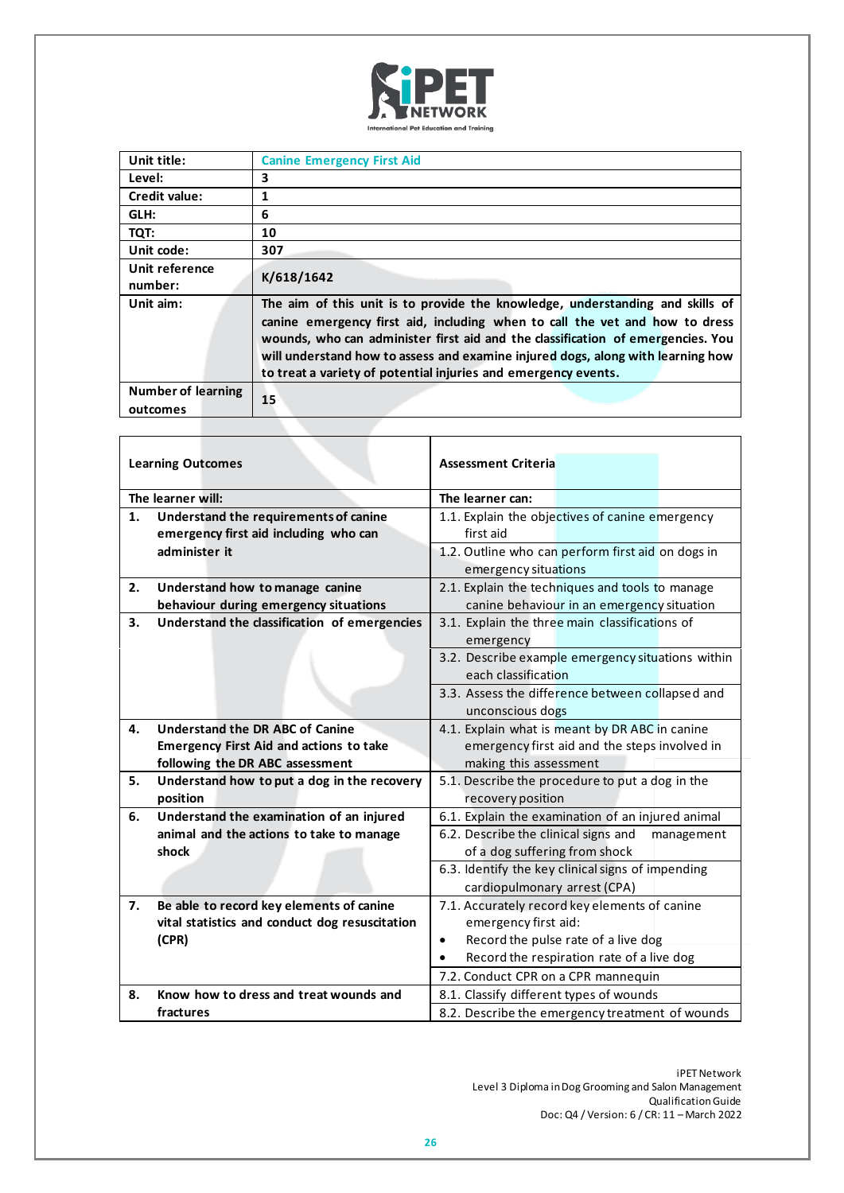| Unit title: | Canine Emergency First Aid |
|---|---|
| Level: | 3 |
| Credit value: | 1 |
| GLH: | 6 |
| TQT: | 10 |
| Unit code: | 307 |
| Unit reference number: | K/618/1642 |
| Unit aim: | The aim of this unit is to provide the knowledge, understanding and skills of canine emergency first aid, including when to call the vet and how to dress wounds, who can administer first aid and the classification of emergencies. You will understand how to assess and examine injured dogs, along with learning how to treat a variety of potential injuries and emergency events. |
| Number of learning outcomes | 15 |

| Learning Outcomes | Assessment Criteria |
|---|---|
| **The learner will:** | **The learner can:** |
| **1. Understand the requirements of canine emergency first aid including who can administer it** | 1.1. Explain the objectives of canine emergency first aid |
| | 1.2. Outline who can perform first aid on dogs in emergency situations |
| **2. Understand how to manage canine behaviour during emergency situations** | 2.1. Explain the techniques and tools to manage canine behaviour in an emergency situation |
| **3. Understand the classification of emergencies** | 3.1. Explain the three main classifications of emergency |
| | 3.2. Describe example emergency situations within each classification |
| | 3.3. Assess the difference between collapsed and unconscious dogs |
| **4. Understand the DR ABC of Canine Emergency First Aid and actions to take following the DR ABC assessment** | 4.1. Explain what is meant by DR ABC in canine emergency first aid and the steps involved in making this assessment |
| **5. Understand how to put a dog in the recovery position** | 5.1. Describe the procedure to put a dog in the recovery position |
| **6. Understand the examination of an injured animal and the actions to take to manage shock** | 6.1. Explain the examination of an injured animal |
| | 6.2. Describe the clinical signs and management of a dog suffering from shock |
| | 6.3. Identify the key clinical signs of impending cardiopulmonary arrest (CPA) |
| **7. Be able to record key elements of canine vital statistics and conduct dog resuscitation (CPR)** | 7.1. Accurately record key elements of canine emergency first aid:<br>• Record the pulse rate of a live dog<br>• Record the respiration rate of a live dog |
| | 7.2. Conduct CPR on a CPR mannequin |
| **8. Know how to dress and treat wounds and fractures** | 8.1. Classify different types of wounds |
| | 8.2. Describe the emergency treatment of wounds |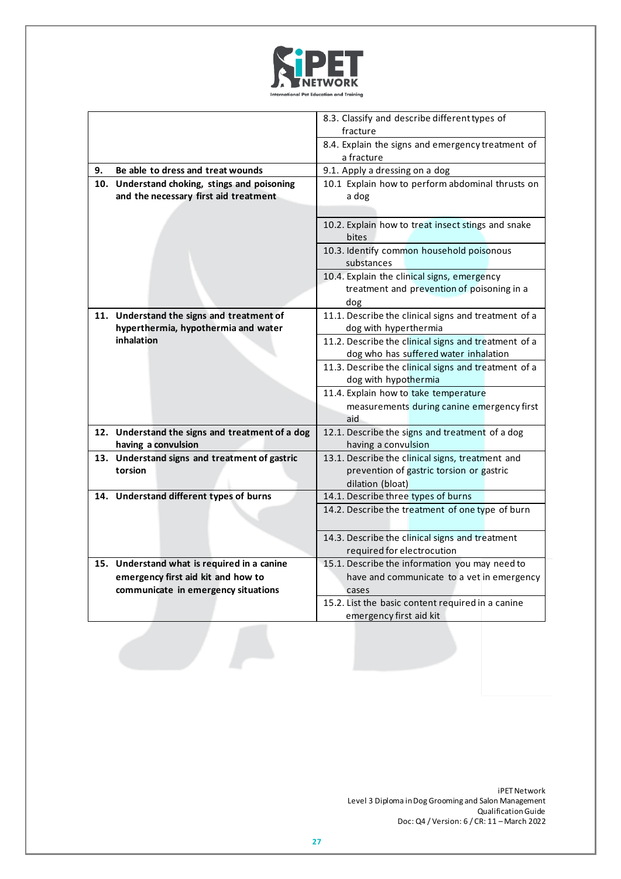| | |
|---|---|
| | 8.3. Classify and describe different types of fracture |
| | 8.4. Explain the signs and emergency treatment of a fracture |
| **9. Be able to dress and treat wounds** | 9.1. Apply a dressing on a dog |
| **10. Understand choking, stings and poisoning and the necessary first aid treatment** | 10.1 Explain how to perform abdominal thrusts on a dog |
| | 10.2. Explain how to treat insect stings and snake bites |
| | 10.3. Identify common household poisonous substances |
| | 10.4. Explain the clinical signs, emergency treatment and prevention of poisoning in a dog |
| **11. Understand the signs and treatment of hyperthermia, hypothermia and water inhalation** | 11.1. Describe the clinical signs and treatment of a dog with hyperthermia |
| | 11.2. Describe the clinical signs and treatment of a dog who has suffered water inhalation |
| | 11.3. Describe the clinical signs and treatment of a dog with hypothermia |
| | 11.4. Explain how to take temperature measurements during canine emergency first aid |
| **12. Understand the signs and treatment of a dog having a convulsion** | 12.1. Describe the signs and treatment of a dog having a convulsion |
| **13. Understand signs and treatment of gastric torsion** | 13.1. Describe the clinical signs, treatment and prevention of gastric torsion or gastric dilation (bloat) |
| **14. Understand different types of burns** | 14.1. Describe three types of burns |
| | 14.2. Describe the treatment of one type of burn |
| | 14.3. Describe the clinical signs and treatment required for electrocution |
| **15. Understand what is required in a canine emergency first aid kit and how to communicate in emergency situations** | 15.1. Describe the information you may need to have and communicate to a vet in emergency cases |
| | 15.2. List the basic content required in a canine emergency first aid kit |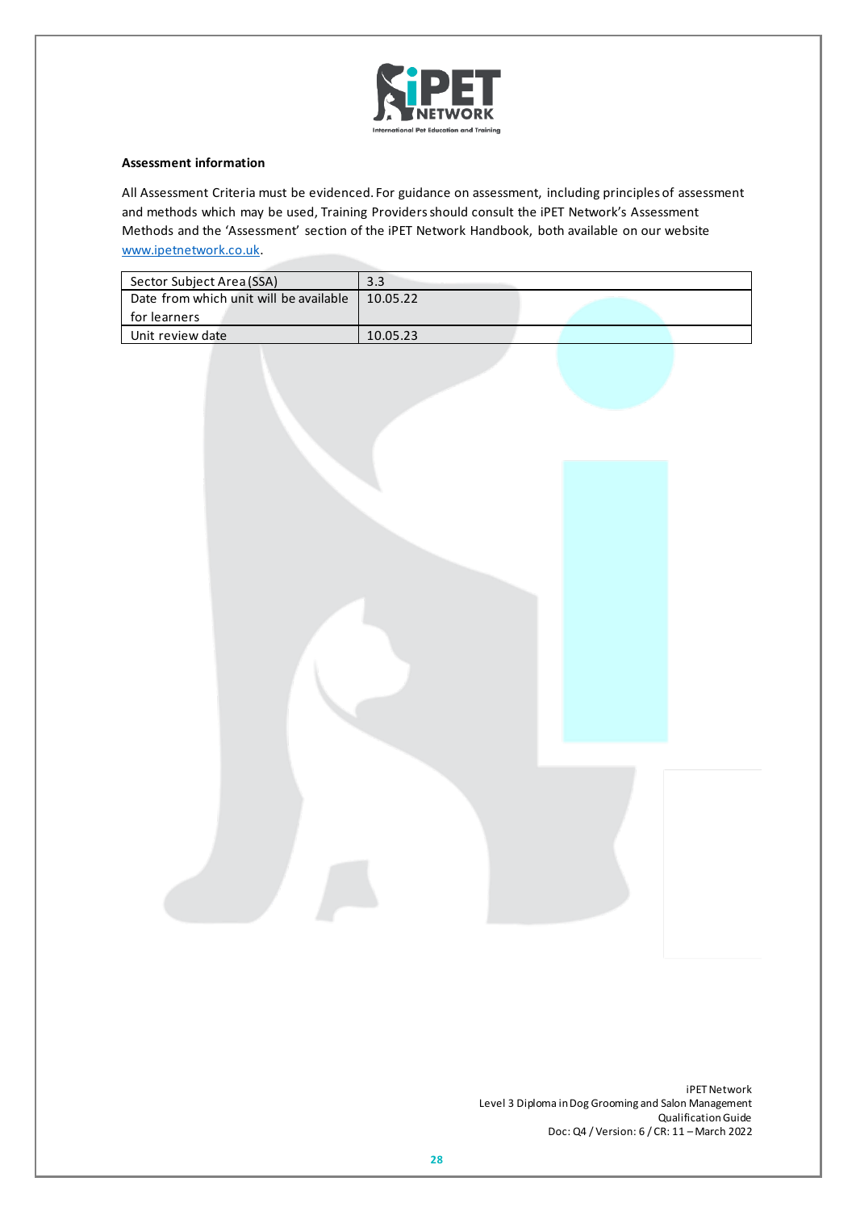**Assessment information**

All Assessment Criteria must be evidenced. For guidance on assessment, including principles of assessment and methods which may be used, Training Providers should consult the iPET Network's Assessment Methods and the 'Assessment' section of the iPET Network Handbook, both available on our website www.ipetnetwork.co.uk.

| Sector Subject Area (SSA) | 3.3 |
|---|---|
| Date from which unit will be available for learners | 10.05.22 |
| Unit review date | 10.05.23 |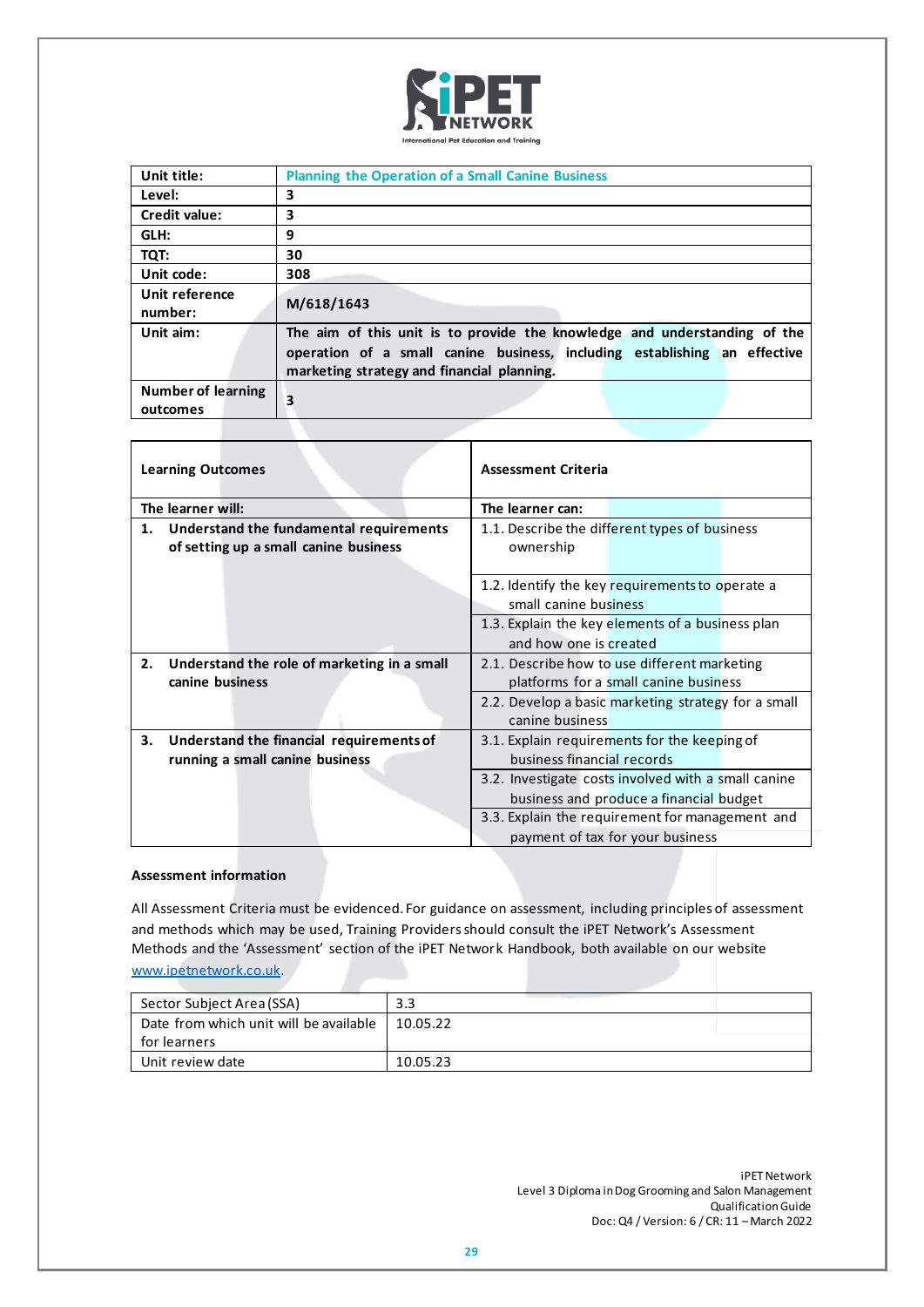| Unit title: | Planning the Operation of a Small Canine Business |
|---|---|
| Level: | 3 |
| Credit value: | 3 |
| GLH: | 9 |
| TQT: | 30 |
| Unit code: | 308 |
| Unit reference number: | M/618/1643 |
| Unit aim: | The aim of this unit is to provide the knowledge and understanding of the operation of a small canine business, including establishing an effective marketing strategy and financial planning. |
| Number of learning outcomes | 3 |

| Learning Outcomes | Assessment Criteria |
|---|---|
| **The learner will:** | **The learner can:** |
| **1. Understand the fundamental requirements of setting up a small canine business** | 1.1. Describe the different types of business ownership |
| | 1.2. Identify the key requirements to operate a small canine business |
| | 1.3. Explain the key elements of a business plan and how one is created |
| **2. Understand the role of marketing in a small canine business** | 2.1. Describe how to use different marketing platforms for a small canine business |
| | 2.2. Develop a basic marketing strategy for a small canine business |
| **3. Understand the financial requirements of running a small canine business** | 3.1. Explain requirements for the keeping of business financial records |
| | 3.2. Investigate costs involved with a small canine business and produce a financial budget |
| | 3.3. Explain the requirement for management and payment of tax for your business |

**Assessment information**

All Assessment Criteria must be evidenced. For guidance on assessment, including principles of assessment and methods which may be used, Training Providers should consult the iPET Network's Assessment Methods and the 'Assessment' section of the iPET Network Handbook, both available on our website www.ipetnetwork.co.uk.

| Sector Subject Area (SSA) | 3.3 |
|---|---|
| Date from which unit will be available for learners | 10.05.22 |
| Unit review date | 10.05.23 |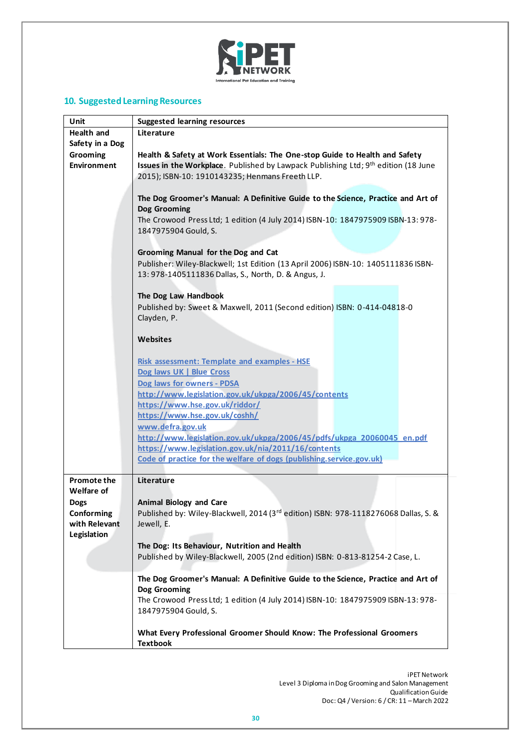## 10. Suggested Learning Resources

| Unit | Suggested learning resources |
|---|---|
| **Health and Safety in a Dog Grooming Environment** | **Literature**<br><br>**Health & Safety at Work Essentials: The One-stop Guide to Health and Safety Issues in the Workplace**. Published by Lawpack Publishing Ltd; 9th edition (18 June 2015); ISBN-10: 1910143235; Henmans Freeth LLP.<br><br>**The Dog Groomer's Manual: A Definitive Guide to the Science, Practice and Art of Dog Grooming**<br>The Crowood Press Ltd; 1 edition (4 July 2014) ISBN-10: 1847975909 ISBN-13: 978-1847975904 Gould, S.<br><br>**Grooming Manual for the Dog and Cat**<br>Publisher: Wiley-Blackwell; 1st Edition (13 April 2006) ISBN-10: 1405111836 ISBN-13: 978-1405111836 Dallas, S., North, D. & Angus, J.<br><br>**The Dog Law Handbook**<br>Published by: Sweet & Maxwell, 2011 (Second edition) ISBN: 0-414-04818-0 Clayden, P.<br><br>**Websites**<br><br>Risk assessment: Template and examples - HSE<br>Dog laws UK \| Blue Cross<br>Dog laws for owners - PDSA<br>http://www.legislation.gov.uk/ukpga/2006/45/contents<br>https://www.hse.gov.uk/riddor/<br>https://www.hse.gov.uk/coshh/<br>www.defra.gov.uk<br>http://www.legislation.gov.uk/ukpga/2006/45/pdfs/ukpga_20060045_en.pdf<br>https://www.legislation.gov.uk/nia/2011/16/contents<br>Code of practice for the welfare of dogs (publishing.service.gov.uk) |
| **Promote the Welfare of Dogs Conforming with Relevant Legislation** | **Literature**<br><br>**Animal Biology and Care**<br>Published by: Wiley-Blackwell, 2014 (3rd edition) ISBN: 978-1118276068 Dallas, S. & Jewell, E.<br><br>**The Dog: Its Behaviour, Nutrition and Health**<br>Published by Wiley-Blackwell, 2005 (2nd edition) ISBN: 0-813-81254-2 Case, L.<br><br>**The Dog Groomer's Manual: A Definitive Guide to the Science, Practice and Art of Dog Grooming**<br>The Crowood Press Ltd; 1 edition (4 July 2014) ISBN-10: 1847975909 ISBN-13: 978-1847975904 Gould, S.<br><br>**What Every Professional Groomer Should Know: The Professional Groomers Textbook** |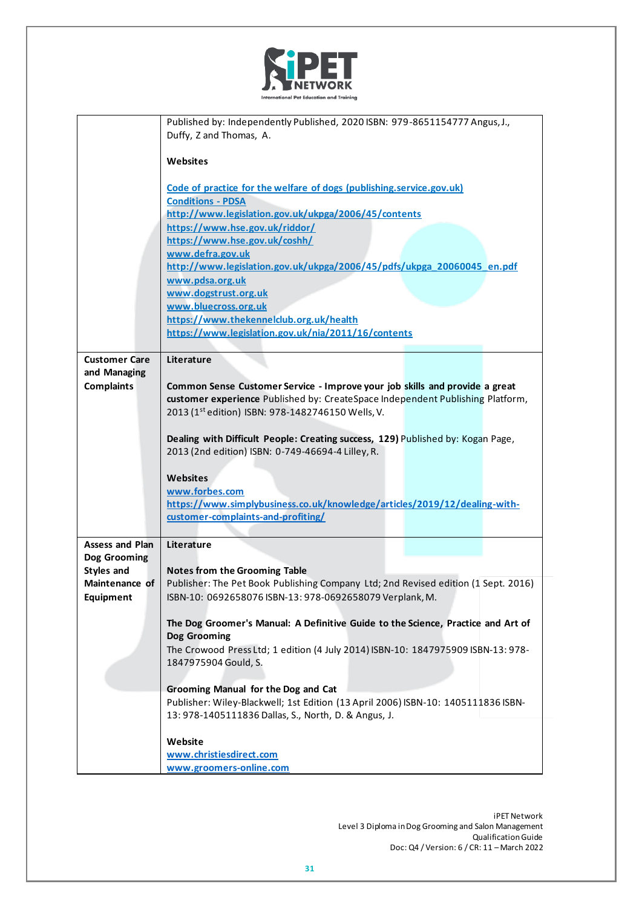| | |
|---|---|
| | Published by: Independently Published, 2020 ISBN: 979-8651154777 Angus, J., Duffy, Z and Thomas, A.<br><br>**Websites**<br><br>[Code of practice for the welfare of dogs (publishing.service.gov.uk)]()<br>[Conditions - PDSA]()<br>http://www.legislation.gov.uk/ukpga/2006/45/contents<br>https://www.hse.gov.uk/riddor/<br>https://www.hse.gov.uk/coshh/<br>www.defra.gov.uk<br>http://www.legislation.gov.uk/ukpga/2006/45/pdfs/ukpga_20060045_en.pdf<br>www.pdsa.org.uk<br>www.dogstrust.org.uk<br>www.bluecross.org.uk<br>https://www.thekennelclub.org.uk/health<br>https://www.legislation.gov.uk/nia/2011/16/contents |
| **Customer Care and Managing Complaints** | **Literature**<br><br>**Common Sense Customer Service - Improve your job skills and provide a great customer experience** Published by: CreateSpace Independent Publishing Platform, 2013 (1st edition) ISBN: 978-1482746150 Wells, V.<br><br>**Dealing with Difficult People: Creating success, 129)** Published by: Kogan Page, 2013 (2nd edition) ISBN: 0-749-46694-4 Lilley, R.<br><br>**Websites**<br>www.forbes.com<br>https://www.simplybusiness.co.uk/knowledge/articles/2019/12/dealing-with-customer-complaints-and-profiting/ |
| **Assess and Plan Dog Grooming Styles and Maintenance of Equipment** | **Literature**<br><br>**Notes from the Grooming Table**<br>Publisher: The Pet Book Publishing Company Ltd; 2nd Revised edition (1 Sept. 2016) ISBN-10: 0692658076 ISBN-13: 978-0692658079 Verplank, M.<br><br>**The Dog Groomer's Manual: A Definitive Guide to the Science, Practice and Art of Dog Grooming**<br>The Crowood Press Ltd; 1 edition (4 July 2014) ISBN-10: 1847975909 ISBN-13: 978-1847975904 Gould, S.<br><br>**Grooming Manual for the Dog and Cat**<br>Publisher: Wiley-Blackwell; 1st Edition (13 April 2006) ISBN-10: 1405111836 ISBN-13: 978-1405111836 Dallas, S., North, D. & Angus, J.<br><br>**Website**<br>www.christiesdirect.com<br>www.groomers-online.com |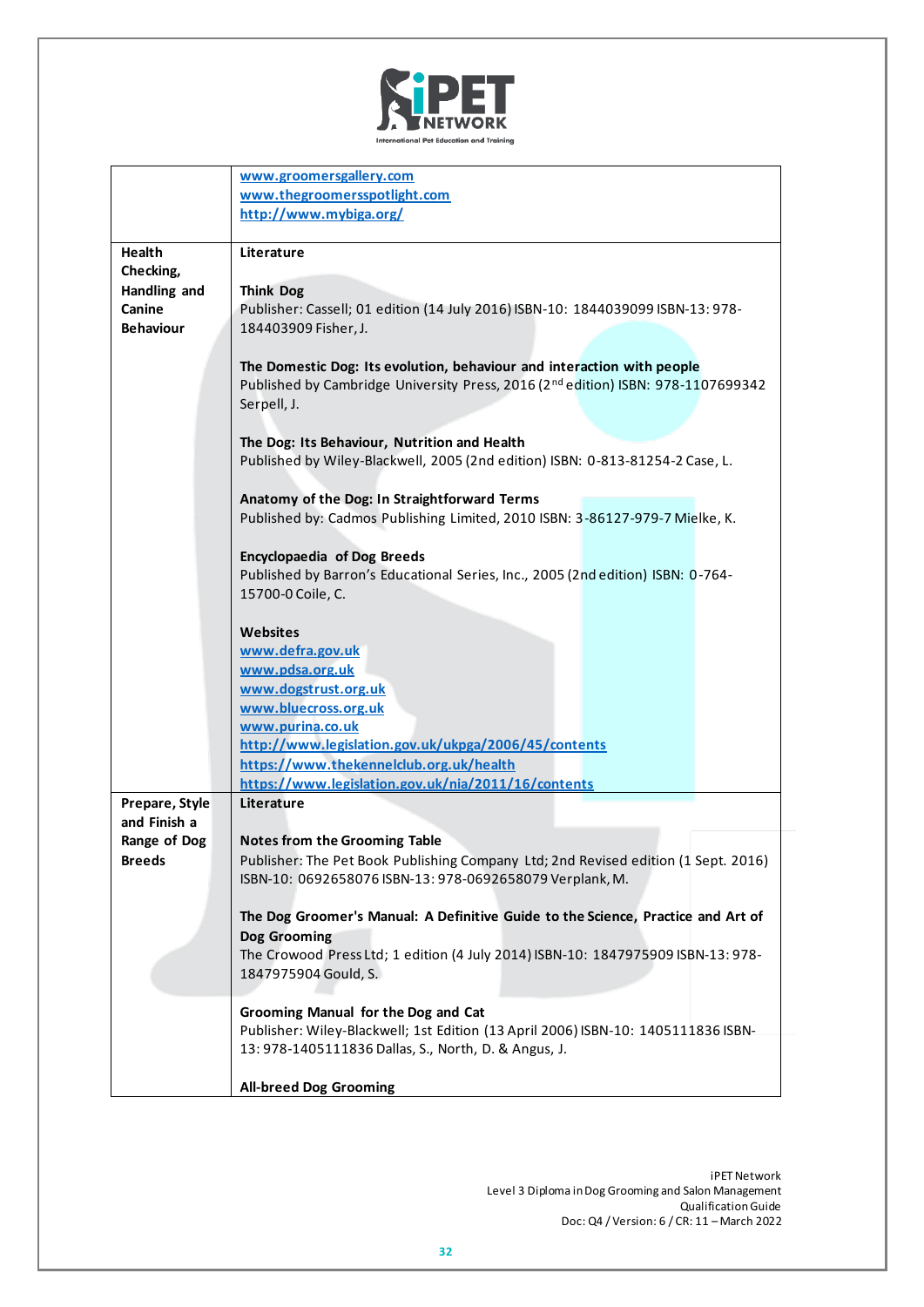| | |
|---|---|
| | www.groomersgallery.com<br>www.thegroomersspotlight.com<br>http://www.mybiga.org/ |
| **Health Checking, Handling and Canine Behaviour** | **Literature**<br><br>**Think Dog**<br>Publisher: Cassell; 01 edition (14 July 2016) ISBN-10: 1844039099 ISBN-13: 978-184403909 Fisher, J.<br><br>**The Domestic Dog: Its evolution, behaviour and interaction with people**<br>Published by Cambridge University Press, 2016 (2nd edition) ISBN: 978-1107699342 Serpell, J.<br><br>**The Dog: Its Behaviour, Nutrition and Health**<br>Published by Wiley-Blackwell, 2005 (2nd edition) ISBN: 0-813-81254-2 Case, L.<br><br>**Anatomy of the Dog: In Straightforward Terms**<br>Published by: Cadmos Publishing Limited, 2010 ISBN: 3-86127-979-7 Mielke, K.<br><br>**Encyclopaedia of Dog Breeds**<br>Published by Barron's Educational Series, Inc., 2005 (2nd edition) ISBN: 0-764-15700-0 Coile, C.<br><br>**Websites**<br>www.defra.gov.uk<br>www.pdsa.org.uk<br>www.dogstrust.org.uk<br>www.bluecross.org.uk<br>www.purina.co.uk<br>http://www.legislation.gov.uk/ukpga/2006/45/contents<br>https://www.thekennelclub.org.uk/health<br>https://www.legislation.gov.uk/nia/2011/16/contents |
| **Prepare, Style and Finish a Range of Dog Breeds** | **Literature**<br><br>**Notes from the Grooming Table**<br>Publisher: The Pet Book Publishing Company Ltd; 2nd Revised edition (1 Sept. 2016) ISBN-10: 0692658076 ISBN-13: 978-0692658079 Verplank, M.<br><br>**The Dog Groomer's Manual: A Definitive Guide to the Science, Practice and Art of Dog Grooming**<br>The Crowood Press Ltd; 1 edition (4 July 2014) ISBN-10: 1847975909 ISBN-13: 978-1847975904 Gould, S.<br><br>**Grooming Manual for the Dog and Cat**<br>Publisher: Wiley-Blackwell; 1st Edition (13 April 2006) ISBN-10: 1405111836 ISBN-13: 978-1405111836 Dallas, S., North, D. & Angus, J.<br><br>**All-breed Dog Grooming** |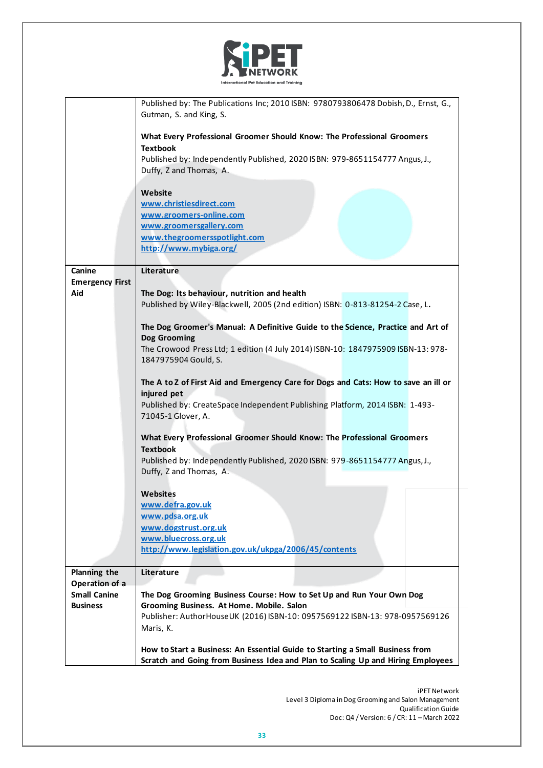| | |
|---|---|
| | Published by: The Publications Inc; 2010 ISBN: 9780793806478 Dobish, D., Ernst, G., Gutman, S. and King, S.<br><br>**What Every Professional Groomer Should Know: The Professional Groomers Textbook**<br>Published by: Independently Published, 2020 ISBN: 979-8651154777 Angus, J., Duffy, Z and Thomas, A.<br><br>**Website**<br>www.christiesdirect.com<br>www.groomers-online.com<br>www.groomersgallery.com<br>www.thegroomersspotlight.com<br>http://www.mybiga.org/ |
| **Canine Emergency First Aid** | **Literature**<br><br>**The Dog: Its behaviour, nutrition and health**<br>Published by Wiley-Blackwell, 2005 (2nd edition) ISBN: 0-813-81254-2 Case, L.<br><br>**The Dog Groomer's Manual: A Definitive Guide to the Science, Practice and Art of Dog Grooming**<br>The Crowood Press Ltd; 1 edition (4 July 2014) ISBN-10: 1847975909 ISBN-13: 978-1847975904 Gould, S.<br><br>**The A to Z of First Aid and Emergency Care for Dogs and Cats: How to save an ill or injured pet**<br>Published by: CreateSpace Independent Publishing Platform, 2014 ISBN: 1-493-71045-1 Glover, A.<br><br>**What Every Professional Groomer Should Know: The Professional Groomers Textbook**<br>Published by: Independently Published, 2020 ISBN: 979-8651154777 Angus, J., Duffy, Z and Thomas, A.<br><br>**Websites**<br>www.defra.gov.uk<br>www.pdsa.org.uk<br>www.dogstrust.org.uk<br>www.bluecross.org.uk<br>http://www.legislation.gov.uk/ukpga/2006/45/contents |
| **Planning the Operation of a Small Canine Business** | **Literature**<br><br>**The Dog Grooming Business Course: How to Set Up and Run Your Own Dog Grooming Business. At Home. Mobile. Salon**<br>Publisher: AuthorHouseUK (2016) ISBN-10: 0957569122 ISBN-13: 978-0957569126 Maris, K.<br><br>**How to Start a Business: An Essential Guide to Starting a Small Business from Scratch and Going from Business Idea and Plan to Scaling Up and Hiring Employees** |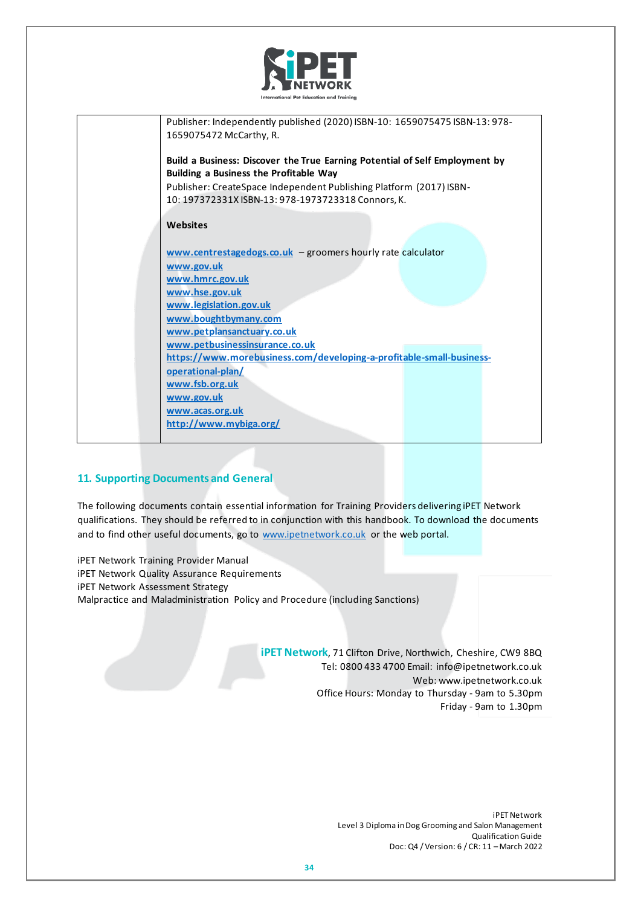| | Publisher: Independently published (2020) ISBN-10: 1659075475 ISBN-13: 978-1659075472 McCarthy, R.<br><br>**Build a Business: Discover the True Earning Potential of Self Employment by Building a Business the Profitable Way**<br>Publisher: CreateSpace Independent Publishing Platform (2017) ISBN-10: 197372331X ISBN-13: 978-1973723318 Connors, K.<br><br>**Websites**<br><br>**www.centrestagedogs.co.uk** – groomers hourly rate calculator<br>**www.gov.uk**<br>**www.hmrc.gov.uk**<br>**www.hse.gov.uk**<br>**www.legislation.gov.uk**<br>**www.boughtbymany.com**<br>**www.petplansanctuary.co.uk**<br>**www.petbusinessinsurance.co.uk**<br>**https://www.morebusiness.com/developing-a-profitable-small-business-operational-plan/**<br>**www.fsb.org.uk**<br>**www.gov.uk**<br>**www.acas.org.uk**<br>**http://www.mybiga.org/** |
|---|---|

## 11. Supporting Documents and General

The following documents contain essential information for Training Providers delivering iPET Network qualifications. They should be referred to in conjunction with this handbook. To download the documents and to find other useful documents, go to www.ipetnetwork.co.uk or the web portal.

iPET Network Training Provider Manual
iPET Network Quality Assurance Requirements
iPET Network Assessment Strategy
Malpractice and Maladministration Policy and Procedure (including Sanctions)

**iPET Network**, 71 Clifton Drive, Northwich, Cheshire, CW9 8BQ
Tel: 0800 433 4700 Email: info@ipetnetwork.co.uk
Web: www.ipetnetwork.co.uk
Office Hours: Monday to Thursday - 9am to 5.30pm
Friday - 9am to 1.30pm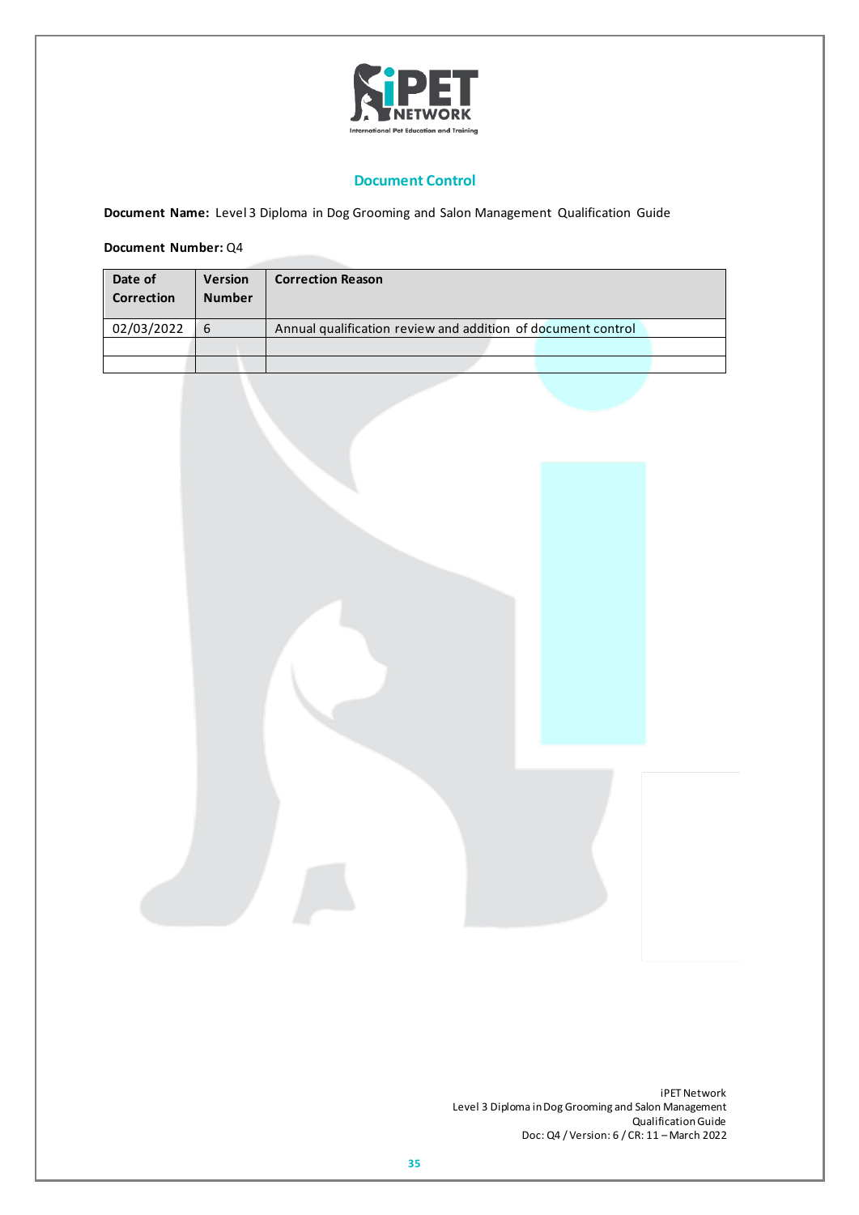## Document Control

**Document Name:** Level 3 Diploma in Dog Grooming and Salon Management Qualification Guide

**Document Number:** Q4

| Date of Correction | Version Number | Correction Reason |
|---|---|---|
| 02/03/2022 | 6 | Annual qualification review and addition of document control |
| | | |
| | | |